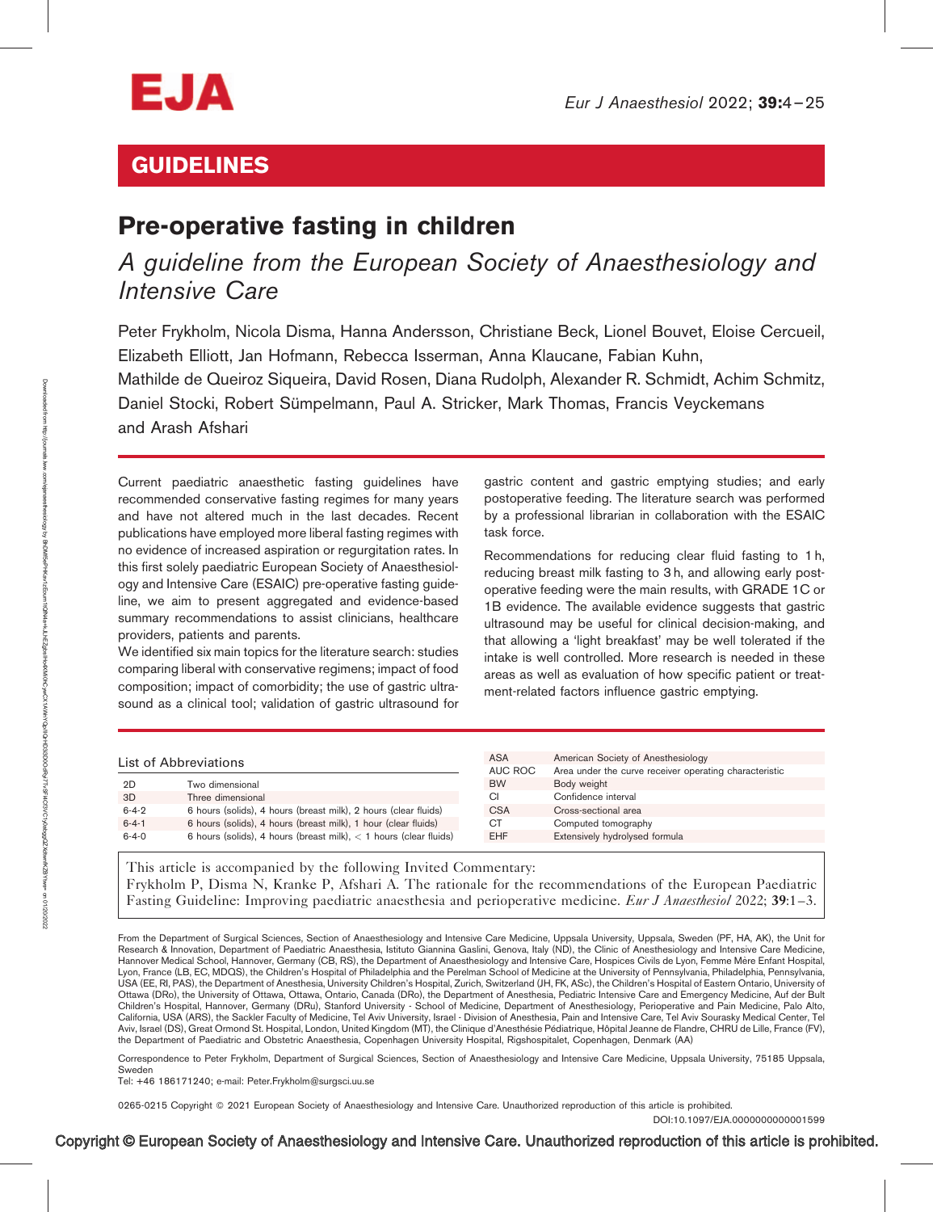# GUIDELINES

# Pre-operative fasting in children

## *A guideline from the European Society of Anaesthesiology and Intensive Care*

Peter Frykholm, Nicola Disma, Hanna Andersson, Christiane Beck, Lionel Bouvet, Eloise Cercueil, Elizabeth Elliott, Jan Hofmann, Rebecca Isserman, Anna Klaucane, Fabian Kuhn, Mathilde de Queiroz Siqueira, David Rosen, Diana Rudolph, Alexander R. Schmidt, Achim Schmitz, Daniel Stocki, Robert Sümpelmann, Paul A. Stricker, Mark Thomas, Francis Veyckemans and Arash Afshari

Current paediatric anaesthetic fasting guidelines have recommended conservative fasting regimes for many years and have not altered much in the last decades. Recent publications have employed more liberal fasting regimes with no evidence of increased aspiration or regurgitation rates. In this first solely paediatric European Society of Anaesthesiology and Intensive Care (ESAIC) pre-operative fasting guideline, we aim to present aggregated and evidence-based summary recommendations to assist clinicians, healthcare providers, patients and parents.

We identified six main topics for the literature search: studies comparing liberal with conservative regimens; impact of food composition; impact of comorbidity; the use of gastric ultrasound as a clinical tool; validation of gastric ultrasound for gastric content and gastric emptying studies; and early postoperative feeding. The literature search was performed by a professional librarian in collaboration with the ESAIC task force.

Recommendations for reducing clear fluid fasting to 1 h, reducing breast milk fasting to 3 h, and allowing early postoperative feeding were the main results, with GRADE 1C or 1B evidence. The available evidence suggests that gastric ultrasound may be useful for clinical decision-making, and that allowing a 'light breakfast' may be well tolerated if the intake is well controlled. More research is needed in these areas as well as evaluation of how specific patient or treatment-related factors influence gastric emptying.

### List of Abbreviations

| Abbreviation | Definition |
| --- | --- |
| 2D | Two dimensional |
| 3D | Three dimensional |
| 6-4-2 | 6 hours (solids), 4 hours (breast milk), 2 hours (clear fluids) |
| 6-4-1 | 6 hours (solids), 4 hours (breast milk), 1 hour (clear fluids) |
| 6-4-0 | 6 hours (solids), 4 hours (breast milk), < 1 hours (clear fluids) |
| ASA | American Society of Anesthesiology |
| AUC ROC | Area under the curve receiver operating characteristic |
| BW | Body weight |
| CI | Confidence interval |
| CSA | Cross-sectional area |
| CT | Computed tomography |
| EHF | Extensively hydrolysed formula |

This article is accompanied by the following Invited Commentary:
Frykholm P, Disma N, Kranke P, Afshari A. The rationale for the recommendations of the European Paediatric Fasting Guideline: Improving paediatric anaesthesia and perioperative medicine. *Eur J Anaesthesiol* 2022; **39**:1–3.

From the Department of Surgical Sciences, Section of Anaesthesiology and Intensive Care Medicine, Uppsala University, Uppsala, Sweden (PF, HA, AK), the Unit for Research & Innovation, Department of Paediatric Anaesthesia, Istituto Giannina Gaslini, Genova, Italy (ND), the Clinic of Anesthesiology and Intensive Care Medicine, Hannover Medical School, Hannover, Germany (CB, RS), the Department of Anaesthesiology and Intensive Care, Hospices Civils de Lyon, Femme Mère Enfant Hospital, Lyon, France (LB, EC, MDQS), the Children's Hospital of Philadelphia and the Perelman School of Medicine at the University of Pennsylvania, Philadelphia, Pennsylvania, USA (EE, RI, PAS), the Department of Anesthesia, University Children's Hospital, Zurich, Switzerland (JH, FK, ASc), the Children's Hospital of Eastern Ontario, University of Ottawa (DRo), the University of Ottawa, Ottawa, Ontario, Canada (DRo), the Department of Anesthesia, Pediatric Intensive Care and Emergency Medicine, Auf der Bult Children's Hospital, Hannover, Germany (DRu), Stanford University - School of Medicine, Department of Anesthesiology, Perioperative and Pain Medicine, Palo Alto, California, USA (ARS), the Sackler Faculty of Medicine, Tel Aviv University, Israel - Division of Anesthesia, Pain and Intensive Care, Tel Aviv Sourasky Medical Center, Tel Aviv, Israel (DS), Great Ormond St. Hospital, London, United Kingdom (MT), the Clinique d'Anesthésie Pédiatrique, Hôpital Jeanne de Flandre, CHRU de Lille, France (FV), the Department of Paediatric and Obstetric Anaesthesia, Copenhagen University Hospital, Rigshospitalet, Copenhagen, Denmark (AA)

Correspondence to Peter Frykholm, Department of Surgical Sciences, Section of Anaesthesiology and Intensive Care Medicine, Uppsala University, 75185 Uppsala, Sweden
Tel: +46 186171240; e-mail: Peter.Frykholm@surgsci.uu.se

0265-0215 Copyright © 2021 European Society of Anaesthesiology and Intensive Care. Unauthorized reproduction of this article is prohibited.

DOI:10.1097/EJA.0000000000001599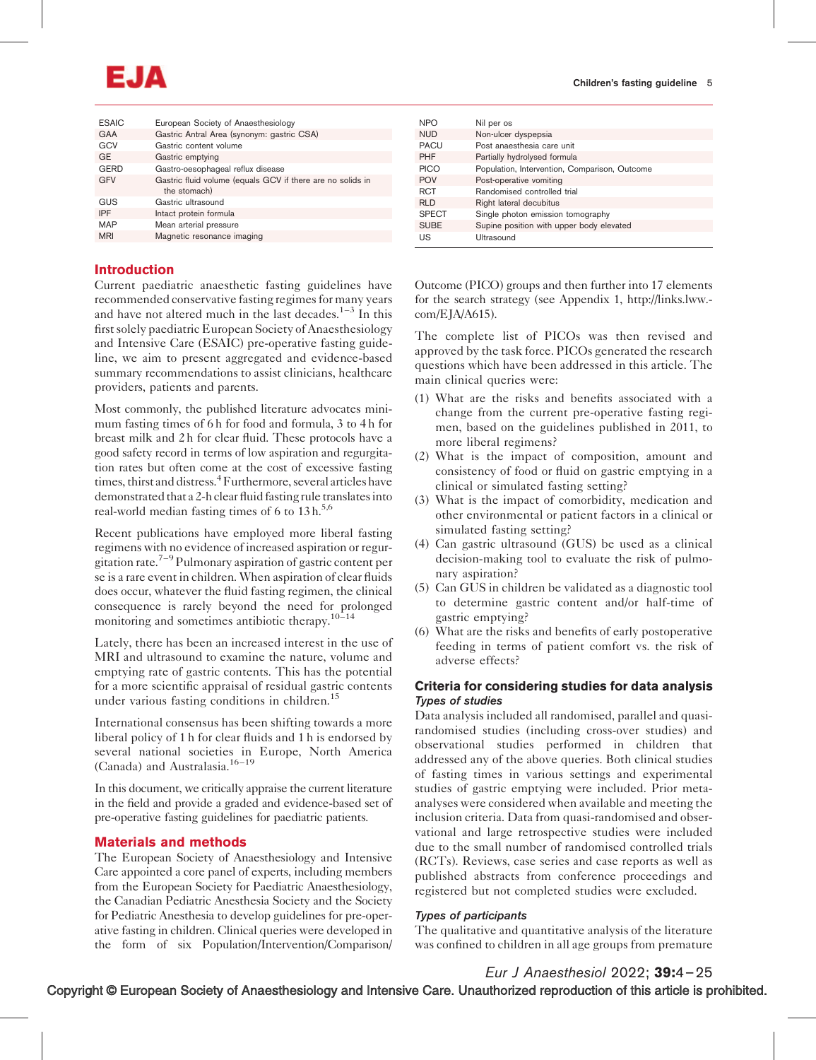| | |
|---|---|
| ESAIC | European Society of Anaesthesiology |
| GAA | Gastric Antral Area (synonym: gastric CSA) |
| GCV | Gastric content volume |
| GE | Gastric emptying |
| GERD | Gastro-oesophageal reflux disease |
| GFV | Gastric fluid volume (equals GCV if there are no solids in the stomach) |
| GUS | Gastric ultrasound |
| IPF | Intact protein formula |
| MAP | Mean arterial pressure |
| MRI | Magnetic resonance imaging |
| NPO | Nil per os |
| NUD | Non-ulcer dyspepsia |
| PACU | Post anaesthesia care unit |
| PHF | Partially hydrolysed formula |
| PICO | Population, Intervention, Comparison, Outcome |
| POV | Post-operative vomiting |
| RCT | Randomised controlled trial |
| RLD | Right lateral decubitus |
| SPECT | Single photon emission tomography |
| SUBE | Supine position with upper body elevated |
| US | Ultrasound |

## Introduction

Current paediatric anaesthetic fasting guidelines have recommended conservative fasting regimes for many years and have not altered much in the last decades.[1–3] In this first solely paediatric European Society of Anaesthesiology and Intensive Care (ESAIC) pre-operative fasting guideline, we aim to present aggregated and evidence-based summary recommendations to assist clinicians, healthcare providers, patients and parents.

Most commonly, the published literature advocates minimum fasting times of 6 h for food and formula, 3 to 4 h for breast milk and 2 h for clear fluid. These protocols have a good safety record in terms of low aspiration and regurgitation rates but often come at the cost of excessive fasting times, thirst and distress.[4] Furthermore, several articles have demonstrated that a 2-h clear fluid fasting rule translates into real-world median fasting times of 6 to 13 h.[5,6]

Recent publications have employed more liberal fasting regimens with no evidence of increased aspiration or regurgitation rate.[7–9] Pulmonary aspiration of gastric content per se is a rare event in children. When aspiration of clear fluids does occur, whatever the fluid fasting regimen, the clinical consequence is rarely beyond the need for prolonged monitoring and sometimes antibiotic therapy.[10–14]

Lately, there has been an increased interest in the use of MRI and ultrasound to examine the nature, volume and emptying rate of gastric contents. This has the potential for a more scientific appraisal of residual gastric contents under various fasting conditions in children.[15]

International consensus has been shifting towards a more liberal policy of 1 h for clear fluids and 1 h is endorsed by several national societies in Europe, North America (Canada) and Australasia.[16–19]

In this document, we critically appraise the current literature in the field and provide a graded and evidence-based set of pre-operative fasting guidelines for paediatric patients.

## Materials and methods

The European Society of Anaesthesiology and Intensive Care appointed a core panel of experts, including members from the European Society for Paediatric Anaesthesiology, the Canadian Pediatric Anesthesia Society and the Society for Pediatric Anesthesia to develop guidelines for pre-operative fasting in children. Clinical queries were developed in the form of six Population/Intervention/Comparison/Outcome (PICO) groups and then further into 17 elements for the search strategy (see Appendix 1, http://links.lww.com/EJA/A615).

The complete list of PICOs was then revised and approved by the task force. PICOs generated the research questions which have been addressed in this article. The main clinical queries were:

(1) What are the risks and benefits associated with a change from the current pre-operative fasting regimen, based on the guidelines published in 2011, to more liberal regimens?
(2) What is the impact of composition, amount and consistency of food or fluid on gastric emptying in a clinical or simulated fasting setting?
(3) What is the impact of comorbidity, medication and other environmental or patient factors in a clinical or simulated fasting setting?
(4) Can gastric ultrasound (GUS) be used as a clinical decision-making tool to evaluate the risk of pulmonary aspiration?
(5) Can GUS in children be validated as a diagnostic tool to determine gastric content and/or half-time of gastric emptying?
(6) What are the risks and benefits of early postoperative feeding in terms of patient comfort vs. the risk of adverse effects?

### Criteria for considering studies for data analysis

#### *Types of studies*

Data analysis included all randomised, parallel and quasi-randomised studies (including cross-over studies) and observational studies performed in children that addressed any of the above queries. Both clinical studies of fasting times in various settings and experimental studies of gastric emptying were included. Prior meta-analyses were considered when available and meeting the inclusion criteria. Data from quasi-randomised and observational and large retrospective studies were included due to the small number of randomised controlled trials (RCTs). Reviews, case series and case reports as well as published abstracts from conference proceedings and registered but not completed studies were excluded.

#### *Types of participants*

The qualitative and quantitative analysis of the literature was confined to children in all age groups from premature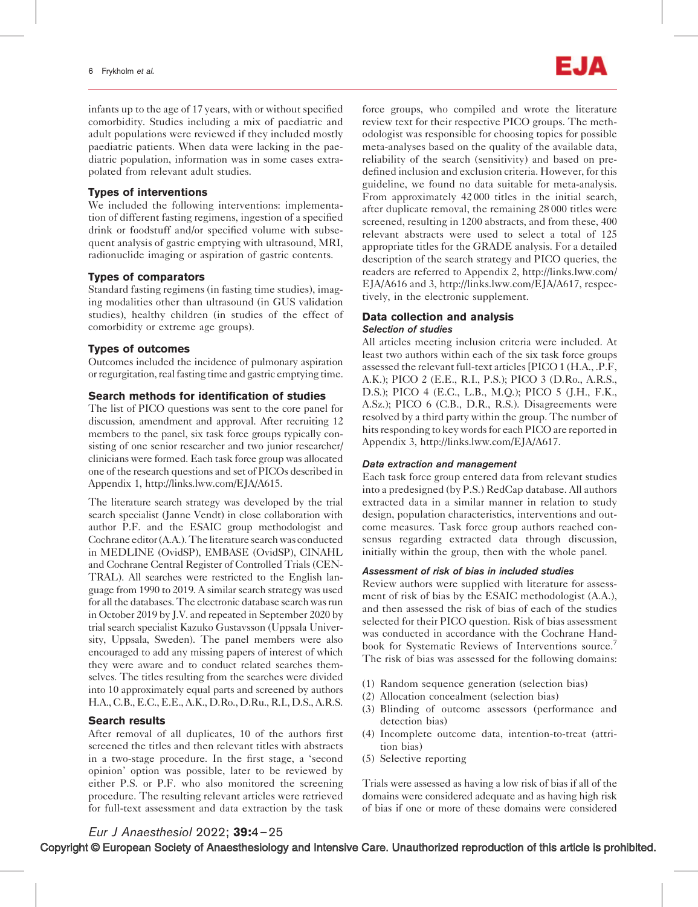infants up to the age of 17 years, with or without specified comorbidity. Studies including a mix of paediatric and adult populations were reviewed if they included mostly paediatric patients. When data were lacking in the paediatric population, information was in some cases extrapolated from relevant adult studies.

### Types of interventions

We included the following interventions: implementation of different fasting regimens, ingestion of a specified drink or foodstuff and/or specified volume with subsequent analysis of gastric emptying with ultrasound, MRI, radionuclide imaging or aspiration of gastric contents.

### Types of comparators

Standard fasting regimens (in fasting time studies), imaging modalities other than ultrasound (in GUS validation studies), healthy children (in studies of the effect of comorbidity or extreme age groups).

### Types of outcomes

Outcomes included the incidence of pulmonary aspiration or regurgitation, real fasting time and gastric emptying time.

### Search methods for identification of studies

The list of PICO questions was sent to the core panel for discussion, amendment and approval. After recruiting 12 members to the panel, six task force groups typically consisting of one senior researcher and two junior researcher/clinicians were formed. Each task force group was allocated one of the research questions and set of PICOs described in Appendix 1, http://links.lww.com/EJA/A615.

The literature search strategy was developed by the trial search specialist (Janne Vendt) in close collaboration with author P.F. and the ESAIC group methodologist and Cochrane editor (A.A.). The literature search was conducted in MEDLINE (OvidSP), EMBASE (OvidSP), CINAHL and Cochrane Central Register of Controlled Trials (CENTRAL). All searches were restricted to the English language from 1990 to 2019. A similar search strategy was used for all the databases. The electronic database search was run in October 2019 by J.V. and repeated in September 2020 by trial search specialist Kazuko Gustavsson (Uppsala University, Uppsala, Sweden). The panel members were also encouraged to add any missing papers of interest of which they were aware and to conduct related searches themselves. The titles resulting from the searches were divided into 10 approximately equal parts and screened by authors H.A., C.B., E.C., E.E., A.K., D.Ro., D.Ru., R.I., D.S., A.R.S.

### Search results

After removal of all duplicates, 10 of the authors first screened the titles and then relevant titles with abstracts in a two-stage procedure. In the first stage, a 'second opinion' option was possible, later to be reviewed by either P.S. or P.F. who also monitored the screening procedure. The resulting relevant articles were retrieved for full-text assessment and data extraction by the task force groups, who compiled and wrote the literature review text for their respective PICO groups. The methodologist was responsible for choosing topics for possible meta-analyses based on the quality of the available data, reliability of the search (sensitivity) and based on predefined inclusion and exclusion criteria. However, for this guideline, we found no data suitable for meta-analysis. From approximately 42 000 titles in the initial search, after duplicate removal, the remaining 28 000 titles were screened, resulting in 1200 abstracts, and from these, 400 relevant abstracts were used to select a total of 125 appropriate titles for the GRADE analysis. For a detailed description of the search strategy and PICO queries, the readers are referred to Appendix 2, http://links.lww.com/EJA/A616 and 3, http://links.lww.com/EJA/A617, respectively, in the electronic supplement.

### Data collection and analysis

#### *Selection of studies*

All articles meeting inclusion criteria were included. At least two authors within each of the six task force groups assessed the relevant full-text articles [PICO 1 (H.A., .P.F, A.K.); PICO 2 (E.E., R.I., P.S.); PICO 3 (D.Ro., A.R.S., D.S.); PICO 4 (E.C., L.B., M.Q.); PICO 5 (J.H., F.K., A.Sz.); PICO 6 (C.B., D.R., R.S.). Disagreements were resolved by a third party within the group. The number of hits responding to key words for each PICO are reported in Appendix 3, http://links.lww.com/EJA/A617.

#### *Data extraction and management*

Each task force group entered data from relevant studies into a predesigned (by P.S.) RedCap database. All authors extracted data in a similar manner in relation to study design, population characteristics, interventions and outcome measures. Task force group authors reached consensus regarding extracted data through discussion, initially within the group, then with the whole panel.

#### *Assessment of risk of bias in included studies*

Review authors were supplied with literature for assessment of risk of bias by the ESAIC methodologist (A.A.), and then assessed the risk of bias of each of the studies selected for their PICO question. Risk of bias assessment was conducted in accordance with the Cochrane Handbook for Systematic Reviews of Interventions source.[7] The risk of bias was assessed for the following domains:

(1) Random sequence generation (selection bias)
(2) Allocation concealment (selection bias)
(3) Blinding of outcome assessors (performance and detection bias)
(4) Incomplete outcome data, intention-to-treat (attrition bias)
(5) Selective reporting

Trials were assessed as having a low risk of bias if all of the domains were considered adequate and as having high risk of bias if one or more of these domains were considered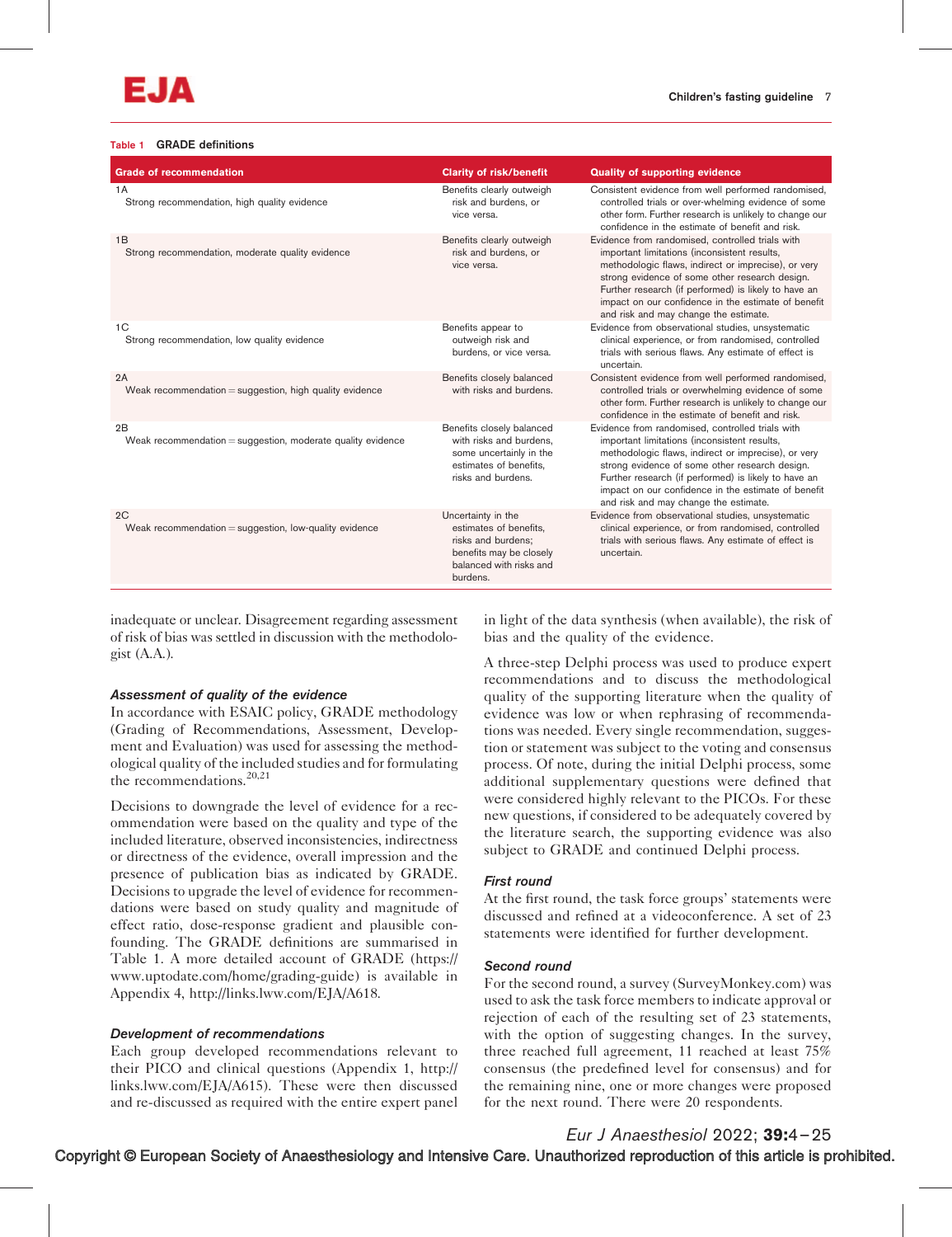**Table 1 GRADE definitions**

| Grade of recommendation | Clarity of risk/benefit | Quality of supporting evidence |
|---|---|---|
| 1A<br>Strong recommendation, high quality evidence | Benefits clearly outweigh risk and burdens, or vice versa. | Consistent evidence from well performed randomised, controlled trials or over-whelming evidence of some other form. Further research is unlikely to change our confidence in the estimate of benefit and risk. |
| 1B<br>Strong recommendation, moderate quality evidence | Benefits clearly outweigh risk and burdens, or vice versa. | Evidence from randomised, controlled trials with important limitations (inconsistent results, methodologic flaws, indirect or imprecise), or very strong evidence of some other research design. Further research (if performed) is likely to have an impact on our confidence in the estimate of benefit and risk and may change the estimate. |
| 1C<br>Strong recommendation, low quality evidence | Benefits appear to outweigh risk and burdens, or vice versa. | Evidence from observational studies, unsystematic clinical experience, or from randomised, controlled trials with serious flaws. Any estimate of effect is uncertain. |
| 2A<br>Weak recommendation = suggestion, high quality evidence | Benefits closely balanced with risks and burdens. | Consistent evidence from well performed randomised, controlled trials or overwhelming evidence of some other form. Further research is unlikely to change our confidence in the estimate of benefit and risk. |
| 2B<br>Weak recommendation = suggestion, moderate quality evidence | Benefits closely balanced with risks and burdens, some uncertainly in the estimates of benefits, risks and burdens. | Evidence from randomised, controlled trials with important limitations (inconsistent results, methodologic flaws, indirect or imprecise), or very strong evidence of some other research design. Further research (if performed) is likely to have an impact on our confidence in the estimate of benefit and risk and may change the estimate. |
| 2C<br>Weak recommendation = suggestion, low-quality evidence | Uncertainty in the estimates of benefits, risks and burdens; benefits may be closely balanced with risks and burdens. | Evidence from observational studies, unsystematic clinical experience, or from randomised, controlled trials with serious flaws. Any estimate of effect is uncertain. |

inadequate or unclear. Disagreement regarding assessment of risk of bias was settled in discussion with the methodologist (A.A.).

### *Assessment of quality of the evidence*

In accordance with ESAIC policy, GRADE methodology (Grading of Recommendations, Assessment, Development and Evaluation) was used for assessing the methodological quality of the included studies and for formulating the recommendations.[20,21]

Decisions to downgrade the level of evidence for a recommendation were based on the quality and type of the included literature, observed inconsistencies, indirectness or directness of the evidence, overall impression and the presence of publication bias as indicated by GRADE. Decisions to upgrade the level of evidence for recommendations were based on study quality and magnitude of effect ratio, dose-response gradient and plausible confounding. The GRADE definitions are summarised in Table 1. A more detailed account of GRADE (https://www.uptodate.com/home/grading-guide) is available in Appendix 4, http://links.lww.com/EJA/A618.

### *Development of recommendations*

Each group developed recommendations relevant to their PICO and clinical questions (Appendix 1, http://links.lww.com/EJA/A615). These were then discussed and re-discussed as required with the entire expert panel in light of the data synthesis (when available), the risk of bias and the quality of the evidence.

A three-step Delphi process was used to produce expert recommendations and to discuss the methodological quality of the supporting literature when the quality of evidence was low or when rephrasing of recommendations was needed. Every single recommendation, suggestion or statement was subject to the voting and consensus process. Of note, during the initial Delphi process, some additional supplementary questions were defined that were considered highly relevant to the PICOs. For these new questions, if considered to be adequately covered by the literature search, the supporting evidence was also subject to GRADE and continued Delphi process.

### *First round*

At the first round, the task force groups' statements were discussed and refined at a videoconference. A set of 23 statements were identified for further development.

### *Second round*

For the second round, a survey (SurveyMonkey.com) was used to ask the task force members to indicate approval or rejection of each of the resulting set of 23 statements, with the option of suggesting changes. In the survey, three reached full agreement, 11 reached at least 75% consensus (the predefined level for consensus) and for the remaining nine, one or more changes were proposed for the next round. There were 20 respondents.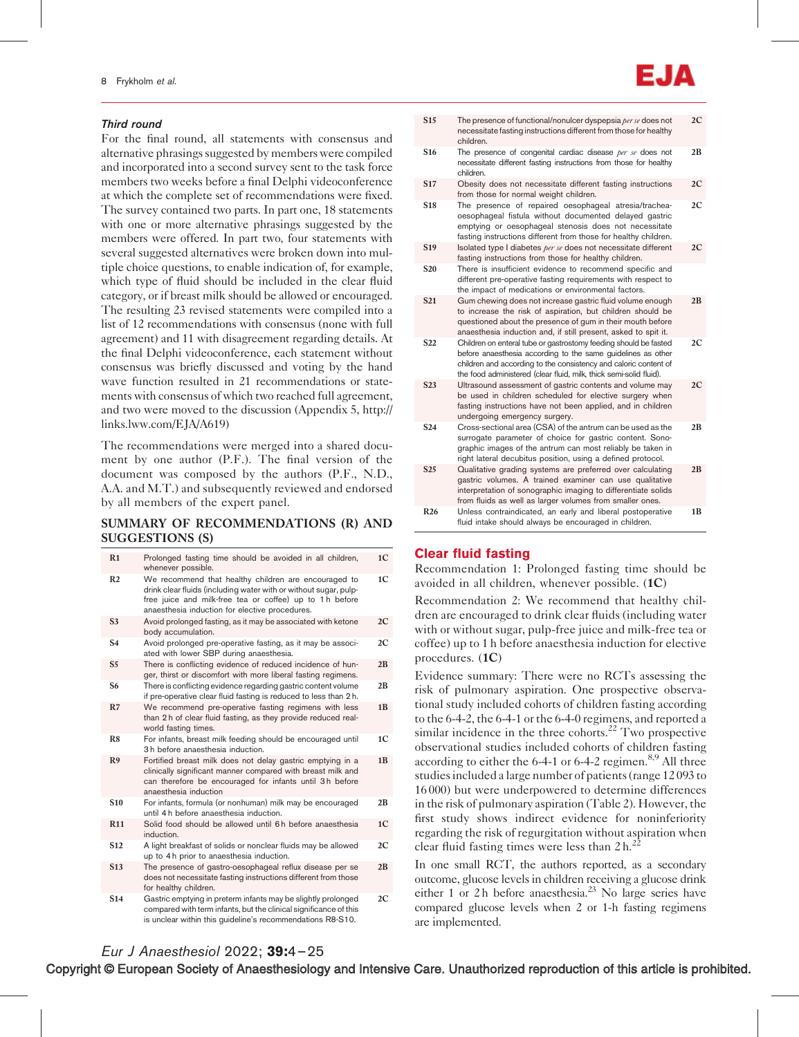### *Third round*

For the final round, all statements with consensus and alternative phrasings suggested by members were compiled and incorporated into a second survey sent to the task force members two weeks before a final Delphi videoconference at which the complete set of recommendations were fixed. The survey contained two parts. In part one, 18 statements with one or more alternative phrasings suggested by the members were offered. In part two, four statements with several suggested alternatives were broken down into multiple choice questions, to enable indication of, for example, which type of fluid should be included in the clear fluid category, or if breast milk should be allowed or encouraged. The resulting 23 revised statements were compiled into a list of 12 recommendations with consensus (none with full agreement) and 11 with disagreement regarding details. At the final Delphi videoconference, each statement without consensus was briefly discussed and voting by the hand wave function resulted in 21 recommendations or statements with consensus of which two reached full agreement, and two were moved to the discussion (Appendix 5, http://links.lww.com/EJA/A619)

The recommendations were merged into a shared document by one author (P.F.). The final version of the document was composed by the authors (P.F., N.D., A.A. and M.T.) and subsequently reviewed and endorsed by all members of the expert panel.

## SUMMARY OF RECOMMENDATIONS (R) AND SUGGESTIONS (S)

| | | |
|---|---|---|
| **R1** | Prolonged fasting time should be avoided in all children, whenever possible. | **1C** |
| **R2** | We recommend that healthy children are encouraged to drink clear fluids (including water with or without sugar, pulp-free juice and milk-free tea or coffee) up to 1 h before anaesthesia induction for elective procedures. | **1C** |
| **S3** | Avoid prolonged fasting, as it may be associated with ketone body accumulation. | **2C** |
| **S4** | Avoid prolonged pre-operative fasting, as it may be associated with lower SBP during anaesthesia. | **2C** |
| **S5** | There is conflicting evidence of reduced incidence of hunger, thirst or discomfort with more liberal fasting regimens. | **2B** |
| **S6** | There is conflicting evidence regarding gastric content volume if pre-operative clear fluid fasting is reduced to less than 2 h. | **2B** |
| **R7** | We recommend pre-operative fasting regimens with less than 2 h of clear fluid fasting, as they provide reduced real-world fasting times. | **1B** |
| **R8** | For infants, breast milk feeding should be encouraged until 3 h before anaesthesia induction. | **1C** |
| **R9** | Fortified breast milk does not delay gastric emptying in a clinically significant manner compared with breast milk and can therefore be encouraged for infants until 3 h before anaesthesia induction | **1B** |
| **S10** | For infants, formula (or nonhuman) milk may be encouraged until 4 h before anaesthesia induction. | **2B** |
| **R11** | Solid food should be allowed until 6 h before anaesthesia induction. | **1C** |
| **S12** | A light breakfast of solids or nonclear fluids may be allowed up to 4 h prior to anaesthesia induction. | **2C** |
| **S13** | The presence of gastro-oesophageal reflux disease per se does not necessitate fasting instructions different from those for healthy children. | **2B** |
| **S14** | Gastric emptying in preterm infants may be slightly prolonged compared with term infants, but the clinical significance of this is unclear within this guideline's recommendations R8-S10. | **2C** |
| **S15** | The presence of functional/nonulcer dyspepsia *per se* does not necessitate fasting instructions different from those for healthy children. | **2C** |
| **S16** | The presence of congenital cardiac disease *per se* does not necessitate different fasting instructions from those for healthy children. | **2B** |
| **S17** | Obesity does not necessitate different fasting instructions from those for normal weight children. | **2C** |
| **S18** | The presence of repaired oesophageal atresia/tracheaoesophageal fistula without documented delayed gastric emptying or oesophageal stenosis does not necessitate fasting instructions different from those for healthy children. | **2C** |
| **S19** | Isolated type I diabetes *per se* does not necessitate different fasting instructions from those for healthy children. | **2C** |
| **S20** | There is insufficient evidence to recommend specific and different pre-operative fasting requirements with respect to the impact of medications or environmental factors. | |
| **S21** | Gum chewing does not increase gastric fluid volume enough to increase the risk of aspiration, but children should be questioned about the presence of gum in their mouth before anaesthesia induction and, if still present, asked to spit it. | **2B** |
| **S22** | Children on enteral tube or gastrostomy feeding should be fasted before anaesthesia according to the same guidelines as other children and according to the consistency and caloric content of the food administered (clear fluid, milk, thick semi-solid fluid). | **2C** |
| **S23** | Ultrasound assessment of gastric contents and volume may be used in children scheduled for elective surgery when fasting instructions have not been applied, and in children undergoing emergency surgery. | **2C** |
| **S24** | Cross-sectional area (CSA) of the antrum can be used as the surrogate parameter of choice for gastric content. Sonographic images of the antrum can most reliably be taken in right lateral decubitus position, using a defined protocol. | **2B** |
| **S25** | Qualitative grading systems are preferred over calculating gastric volumes. A trained examiner can use qualitative interpretation of sonographic imaging to differentiate solids from fluids as well as larger volumes from smaller ones. | **2B** |
| **R26** | Unless contraindicated, an early and liberal postoperative fluid intake should always be encouraged in children. | **1B** |

## Clear fluid fasting

Recommendation 1: Prolonged fasting time should be avoided in all children, whenever possible. (**1C**)

Recommendation 2: We recommend that healthy children are encouraged to drink clear fluids (including water with or without sugar, pulp-free juice and milk-free tea or coffee) up to 1 h before anaesthesia induction for elective procedures. (**1C**)

Evidence summary: There were no RCTs assessing the risk of pulmonary aspiration. One prospective observational study included cohorts of children fasting according to the 6-4-2, the 6-4-1 or the 6-4-0 regimens, and reported a similar incidence in the three cohorts.[22] Two prospective observational studies included cohorts of children fasting according to either the 6-4-1 or 6-4-2 regimen.[8,9] All three studies included a large number of patients (range 12 093 to 16 000) but were underpowered to determine differences in the risk of pulmonary aspiration (Table 2). However, the first study shows indirect evidence for noninferiority regarding the risk of regurgitation without aspiration when clear fluid fasting times were less than 2 h.[22]

In one small RCT, the authors reported, as a secondary outcome, glucose levels in children receiving a glucose drink either 1 or 2 h before anaesthesia.[23] No large series have compared glucose levels when 2 or 1-h fasting regimens are implemented.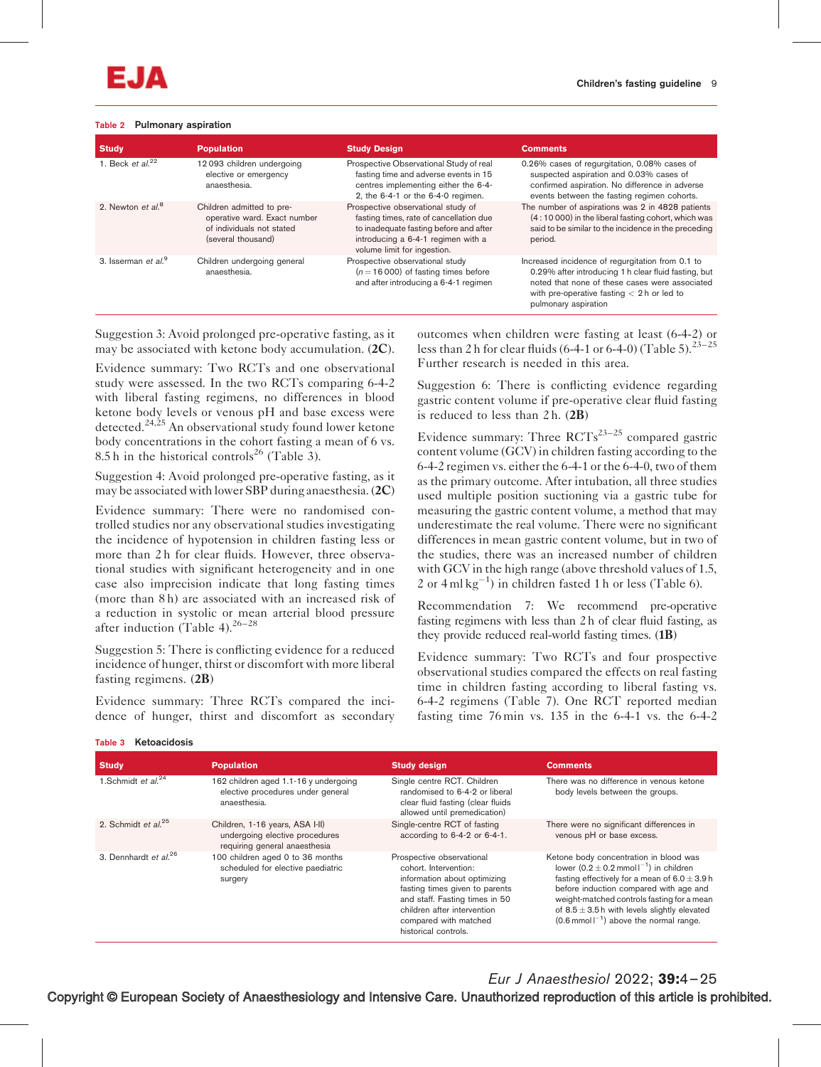**Table 2 Pulmonary aspiration**

| Study | Population | Study Design | Comments |
|---|---|---|---|
| 1. Beck *et al.*[22] | 12 093 children undergoing elective or emergency anaesthesia. | Prospective Observational Study of real fasting time and adverse events in 15 centres implementing either the 6-4-2, the 6-4-1 or the 6-4-0 regimen. | 0.26% cases of regurgitation, 0.08% cases of suspected aspiration and 0.03% cases of confirmed aspiration. No difference in adverse events between the fasting regimen cohorts. |
| 2. Newton *et al.*[8] | Children admitted to pre-operative ward. Exact number of individuals not stated (several thousand) | Prospective observational study of fasting times, rate of cancellation due to inadequate fasting before and after introducing a 6-4-1 regimen with a volume limit for ingestion. | The number of aspirations was 2 in 4828 patients (4 : 10 000) in the liberal fasting cohort, which was said to be similar to the incidence in the preceding period. |
| 3. Isserman *et al.*[9] | Children undergoing general anaesthesia. | Prospective observational study ($n = 16\,000$) of fasting times before and after introducing a 6-4-1 regimen | Increased incidence of regurgitation from 0.1 to 0.29% after introducing 1 h clear fluid fasting, but noted that none of these cases were associated with pre-operative fasting < 2 h or led to pulmonary aspiration |

Suggestion 3: Avoid prolonged pre-operative fasting, as it may be associated with ketone body accumulation. (**2C**).

Evidence summary: Two RCTs and one observational study were assessed. In the two RCTs comparing 6-4-2 with liberal fasting regimens, no differences in blood ketone body levels or venous pH and base excess were detected.[24,25] An observational study found lower ketone body concentrations in the cohort fasting a mean of 6 vs. 8.5 h in the historical controls[26] (Table 3).

Suggestion 4: Avoid prolonged pre-operative fasting, as it may be associated with lower SBP during anaesthesia. (**2C**)

Evidence summary: There were no randomised controlled studies nor any observational studies investigating the incidence of hypotension in children fasting less or more than 2 h for clear fluids. However, three observational studies with significant heterogeneity and in one case also imprecision indicate that long fasting times (more than 8 h) are associated with an increased risk of a reduction in systolic or mean arterial blood pressure after induction (Table 4).[26–28]

Suggestion 5: There is conflicting evidence for a reduced incidence of hunger, thirst or discomfort with more liberal fasting regimens. (**2B**)

Evidence summary: Three RCTs compared the incidence of hunger, thirst and discomfort as secondary outcomes when children were fasting at least (6-4-2) or less than 2 h for clear fluids (6-4-1 or 6-4-0) (Table 5).[23–25] Further research is needed in this area.

Suggestion 6: There is conflicting evidence regarding gastric content volume if pre-operative clear fluid fasting is reduced to less than 2 h. (**2B**)

Evidence summary: Three RCTs[23–25] compared gastric content volume (GCV) in children fasting according to the 6-4-2 regimen vs. either the 6-4-1 or the 6-4-0, two of them as the primary outcome. After intubation, all three studies used multiple position suctioning via a gastric tube for measuring the gastric content volume, a method that may underestimate the real volume. There were no significant differences in mean gastric content volume, but in two of the studies, there was an increased number of children with GCV in the high range (above threshold values of 1.5, 2 or 4 ml kg$^{-1}$) in children fasted 1 h or less (Table 6).

Recommendation 7: We recommend pre-operative fasting regimens with less than 2 h of clear fluid fasting, as they provide reduced real-world fasting times. (**1B**)

Evidence summary: Two RCTs and four prospective observational studies compared the effects on real fasting time in children fasting according to liberal fasting vs. 6-4-2 regimens (Table 7). One RCT reported median fasting time 76 min vs. 135 in the 6-4-1 vs. the 6-4-2

**Table 3 Ketoacidosis**

| Study | Population | Study design | Comments |
|---|---|---|---|
| 1.Schmidt *et al.*[24] | 162 children aged 1.1-16 y undergoing elective procedures under general anaesthesia. | Single centre RCT. Children randomised to 6-4-2 or liberal clear fluid fasting (clear fluids allowed until premedication) | There was no difference in venous ketone body levels between the groups. |
| 2. Schmidt *et al.*[25] | Children, 1-16 years, ASA I-II) undergoing elective procedures requiring general anaesthesia | Single-centre RCT of fasting according to 6-4-2 or 6-4-1. | There were no significant differences in venous pH or base excess. |
| 3. Dennhardt *et al.*[26] | 100 children aged 0 to 36 months scheduled for elective paediatric surgery | Prospective observational cohort. Intervention: information about optimizing fasting times given to parents and staff. Fasting times in 50 children after intervention compared with matched historical controls. | Ketone body concentration in blood was lower ($0.2 \pm 0.2$ mmol l$^{-1}$) in children fasting effectively for a mean of $6.0 \pm 3.9$ h before induction compared with age and weight-matched controls fasting for a mean of $8.5 \pm 3.5$ h with levels slightly elevated (0.6 mmol l$^{-1}$) above the normal range. |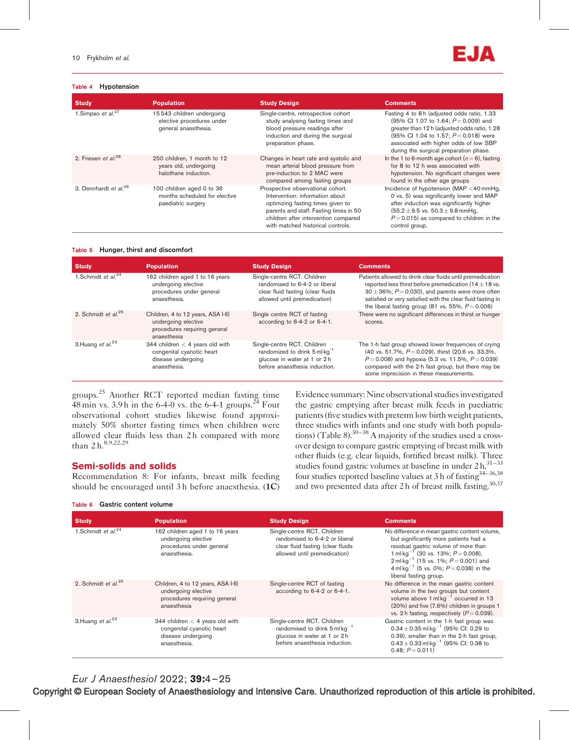Table 4 **Hypotension**

| Study | Population | Study Design | Comments |
|---|---|---|---|
| 1.Simpao *et al.*[27] | 15 543 children undergoing elective procedures under general anaesthesia. | Single-centre, retrospective cohort study analysing fasting times and blood pressure readings after induction and during the surgical preparation phase. | Fasting 4 to 8 h (adjusted odds ratio, 1.33 (95% CI 1.07 to 1.64; $P=0.009$) and greater than 12 h (adjusted odds ratio, 1.28 (95% CI 1.04 to 1.57; $P=0.018$) were associated with higher odds of low SBP during the surgical preparation phase. |
| 2. Friesen *et al.*[28] | 250 children, 1 month to 12 years old, undergoing halothane induction. | Changes in heart rate and systolic and mean arterial blood pressure from pre-induction to 2 MAC were compared among fasting groups | In the 1 to 6-month age cohort ($n=6$), fasting for 8 to 12 h was associated with hypotension. No significant changes were found in the other age groups |
| 3. Dennhardt *et al.*[26] | 100 children aged 0 to 36 months scheduled for elective paediatric surgery | Prospective observational cohort. Intervention: information about optimizing fasting times given to parents and staff. Fasting times in 50 children after intervention compared with matched historical controls. | Incidence of hypotension (MAP <40 mmHg, 0 vs. 5) was significantly lower and MAP after induction was significantly higher ($55.2\pm9.5$ vs. $50.3\pm9.8$ mmHg, $P=0.015$) as compared to children in the control group. |

Table 5 **Hunger, thirst and discomfort**

| Study | Population | Study Design | Comments |
|---|---|---|---|
| 1.Schmidt *et al.*[24] | 162 children aged 1 to 16 years undergoing elective procedures under general anaesthesia. | Single-centre RCT. Children randomised to 6-4-2 or liberal clear fluid fasting (clear fluids allowed until premedication) | Patients allowed to drink clear fluids until premedication reported less thirst before premedication ($14\pm18$ vs. $30\pm36$%; $P=0.030$), and parents were more often satisfied or very satisfied with the clear fluid fasting in the liberal fasting group (81 vs. 55%, $P=0.006$) |
| 2. Schmidt *et al.*[25] | Children, 4 to 12 years, ASA I-II) undergoing elective procedures requiring general anaesthesia | Single centre RCT of fasting according to 6-4-2 or 6-4-1. | There were no significant differences in thirst or hunger scores. |
| 3.Huang *et al.*[23] | 344 children < 4 years old with congenital cyanotic heart disease undergoing anaesthesia. | Single-centre RCT. Children randomized to drink 5 ml kg$^{-1}$ glucose in water at 1 or 2 h before anaesthesia induction. | The 1-h fast group showed lower frequencies of crying (40 vs. 51.7%, $P=0.029$), thirst (20.6 vs. 33.3%, $P=0.008$) and hypoxia (5.3 vs. 11.5%, $P=0.039$) compared with the 2-h fast group, but there may be some imprecision in these measurements. |

groups.[25] Another RCT reported median fasting time 48 min vs. 3.9 h in the 6-4-0 vs. the 6-4-1 groups.[24] Four observational cohort studies likewise found approximately 50% shorter fasting times when children were allowed clear fluids less than 2 h compared with more than 2 h.[8,9,22,29]

## Semi-solids and solids

Recommendation 8: For infants, breast milk feeding should be encouraged until 3 h before anaesthesia. (**1C**)

Evidence summary: Nine observational studies investigated the gastric emptying after breast milk feeds in paediatric patients (five studies with preterm low birth weight patients, three studies with infants and one study with both populations) (Table 8).[30–38] A majority of the studies used a cross-over design to compare gastric emptying of breast milk with other fluids (e.g. clear liquids, fortified breast milk). Three studies found gastric volumes at baseline in under 2 h,[31–33] four studies reported baseline values at 3 h of fasting[34–36,38] and two presented data after 2 h of breast milk fasting.[30,37]

Table 6 **Gastric content volume**

| Study | Population | Study Design | Comments |
|---|---|---|---|
| 1.Schmidt *et al.*[24] | 162 children aged 1 to 16 years undergoing elective procedures under general anaesthesia. | Single-centre RCT. Children randomised to 6-4-2 or liberal clear fluid fasting (clear fluids allowed until premedication) | No difference in mean gastric content volume, but significantly more patients had a residual gastric volume of more than 1 ml kg$^{-1}$ (30 vs. 13%; $P=0.008$), 2 ml kg$^{-1}$ (15 vs. 1%; $P=0.001$) and 4 ml kg$^{-1}$ (5 vs. 0%; $P=0.038$) in the liberal fasting group. |
| 2. Schmidt *et al.*[25] | Children, 4 to 12 years, ASA I-II) undergoing elective procedures requiring general anaesthesia | Single-centre RCT of fasting according to 6-4-2 or 6-4-1. | No difference in the mean gastric content volume in the two groups but content volume above 1 ml kg$^{-1}$ occurred in 13 (20%) and five (7.6%) children in groups 1 vs. 2 h fasting, respectively ($P=0.039$). |
| 3.Huang *et al.*[23] | 344 children < 4 years old with congenital cyanotic heart disease undergoing anaesthesia. | Single-centre RCT. Children randomised to drink 5 ml kg$^{-1}$ glucose in water at 1 or 2 h before anaesthesia induction. | Gastric content in the 1-h fast group was $0.34\pm0.35$ ml kg$^{-1}$ (95% CI: 0.29 to 0.39), smaller than in the 2-h fast group, $0.43\pm0.33$ ml kg$^{-1}$ (95% CI: 0.38 to 0.48; $P=0.011$) |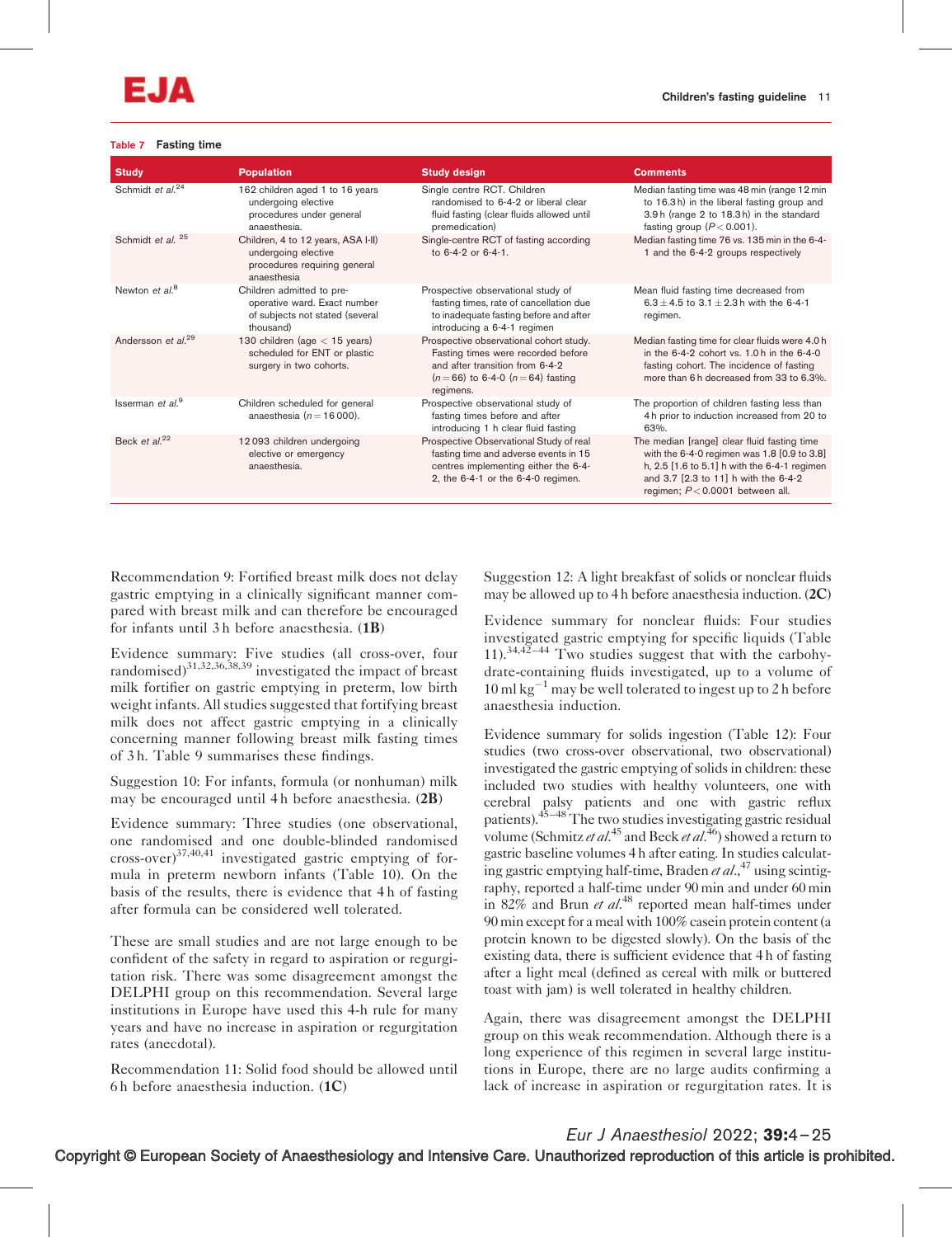**Table 7** Fasting time

| Study | Population | Study design | Comments |
|---|---|---|---|
| Schmidt *et al.*[24] | 162 children aged 1 to 16 years undergoing elective procedures under general anaesthesia. | Single centre RCT. Children randomised to 6-4-2 or liberal clear fluid fasting (clear fluids allowed until premedication) | Median fasting time was 48 min (range 12 min to 16.3 h) in the liberal fasting group and 3.9 h (range 2 to 18.3 h) in the standard fasting group ($P<0.001$). |
| Schmidt *et al.* [25] | Children, 4 to 12 years, ASA I-II) undergoing elective procedures requiring general anaesthesia | Single-centre RCT of fasting according to 6-4-2 or 6-4-1. | Median fasting time 76 vs. 135 min in the 6-4-1 and the 6-4-2 groups respectively |
| Newton *et al.*[8] | Children admitted to pre-operative ward. Exact number of subjects not stated (several thousand) | Prospective observational study of fasting times, rate of cancellation due to inadequate fasting before and after introducing a 6-4-1 regimen | Mean fluid fasting time decreased from $6.3 \pm 4.5$ to $3.1 \pm 2.3$ h with the 6-4-1 regimen. |
| Andersson *et al.*[29] | 130 children (age < 15 years) scheduled for ENT or plastic surgery in two cohorts. | Prospective observational cohort study. Fasting times were recorded before and after transition from 6-4-2 ($n=66$) to 6-4-0 ($n=64$) fasting regimens. | Median fasting time for clear fluids were 4.0 h in the 6-4-2 cohort vs. 1.0 h in the 6-4-0 fasting cohort. The incidence of fasting more than 6 h decreased from 33 to 6.3%. |
| Isserman *et al.*[9] | Children scheduled for general anaesthesia ($n=16\,000$). | Prospective observational study of fasting times before and after introducing 1 h clear fluid fasting | The proportion of children fasting less than 4 h prior to induction increased from 20 to 63%. |
| Beck *et al.*[22] | 12 093 children undergoing elective or emergency anaesthesia. | Prospective Observational Study of real fasting time and adverse events in 15 centres implementing either the 6-4-2, the 6-4-1 or the 6-4-0 regimen. | The median [range] clear fluid fasting time with the 6-4-0 regimen was 1.8 [0.9 to 3.8] h, 2.5 [1.6 to 5.1] h with the 6-4-1 regimen and 3.7 [2.3 to 11] h with the 6-4-2 regimen; $P<0.0001$ between all. |

Recommendation 9: Fortified breast milk does not delay gastric emptying in a clinically significant manner compared with breast milk and can therefore be encouraged for infants until 3 h before anaesthesia. (**1B**)

Evidence summary: Five studies (all cross-over, four randomised)[31,32,36,38,39] investigated the impact of breast milk fortifier on gastric emptying in preterm, low birth weight infants. All studies suggested that fortifying breast milk does not affect gastric emptying in a clinically concerning manner following breast milk fasting times of 3 h. Table 9 summarises these findings.

Suggestion 10: For infants, formula (or nonhuman) milk may be encouraged until 4 h before anaesthesia. (**2B**)

Evidence summary: Three studies (one observational, one randomised and one double-blinded randomised cross-over)[37,40,41] investigated gastric emptying of formula in preterm newborn infants (Table 10). On the basis of the results, there is evidence that 4 h of fasting after formula can be considered well tolerated.

These are small studies and are not large enough to be confident of the safety in regard to aspiration or regurgitation risk. There was some disagreement amongst the DELPHI group on this recommendation. Several large institutions in Europe have used this 4-h rule for many years and have no increase in aspiration or regurgitation rates (anecdotal).

Recommendation 11: Solid food should be allowed until 6 h before anaesthesia induction. (**1C**)

Suggestion 12: A light breakfast of solids or nonclear fluids may be allowed up to 4 h before anaesthesia induction. (**2C**)

Evidence summary for nonclear fluids: Four studies investigated gastric emptying for specific liquids (Table 11).[34,42–44] Two studies suggest that with the carbohydrate-containing fluids investigated, up to a volume of 10 ml $kg^{-1}$ may be well tolerated to ingest up to 2 h before anaesthesia induction.

Evidence summary for solids ingestion (Table 12): Four studies (two cross-over observational, two observational) investigated the gastric emptying of solids in children: these included two studies with healthy volunteers, one with cerebral palsy patients and one with gastric reflux patients).[45–48] The two studies investigating gastric residual volume (Schmitz *et al.*[45] and Beck *et al.*[46]) showed a return to gastric baseline volumes 4 h after eating. In studies calculating gastric emptying half-time, Braden *et al.*,[47] using scintigraphy, reported a half-time under 90 min and under 60 min in 82% and Brun *et al.*[48] reported mean half-times under 90 min except for a meal with 100% casein protein content (a protein known to be digested slowly). On the basis of the existing data, there is sufficient evidence that 4 h of fasting after a light meal (defined as cereal with milk or buttered toast with jam) is well tolerated in healthy children.

Again, there was disagreement amongst the DELPHI group on this weak recommendation. Although there is a long experience of this regimen in several large institutions in Europe, there are no large audits confirming a lack of increase in aspiration or regurgitation rates. It is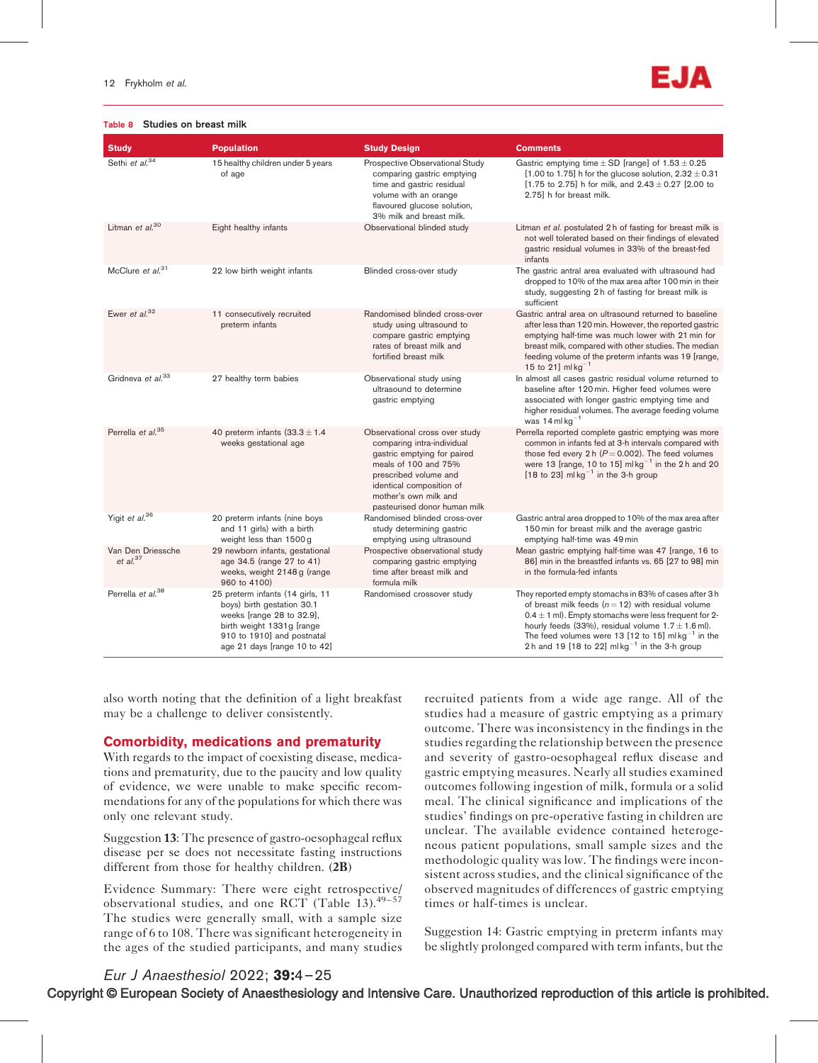**Table 8 Studies on breast milk**

| Study | Population | Study Design | Comments |
|---|---|---|---|
| Sethi *et al.*[34] | 15 healthy children under 5 years of age | Prospective Observational Study comparing gastric emptying time and gastric residual volume with an orange flavoured glucose solution, 3% milk and breast milk. | Gastric emptying time ± SD [range] of 1.53 ± 0.25 [1.00 to 1.75] h for the glucose solution, 2.32 ± 0.31 [1.75 to 2.75] h for milk, and 2.43 ± 0.27 [2.00 to 2.75] h for breast milk. |
| Litman *et al.*[30] | Eight healthy infants | Observational blinded study | Litman *et al.* postulated 2 h of fasting for breast milk is not well tolerated based on their findings of elevated gastric residual volumes in 33% of the breast-fed infants |
| McClure *et al.*[31] | 22 low birth weight infants | Blinded cross-over study | The gastric antral area evaluated with ultrasound had dropped to 10% of the max area after 100 min in their study, suggesting 2 h of fasting for breast milk is sufficient |
| Ewer *et al.*[32] | 11 consecutively recruited preterm infants | Randomised blinded cross-over study using ultrasound to compare gastric emptying rates of breast milk and fortified breast milk | Gastric antral area on ultrasound returned to baseline after less than 120 min. However, the reported gastric emptying half-time was much lower with 21 min for breast milk, compared with other studies. The median feeding volume of the preterm infants was 19 [range, 15 to 21] ml kg$^{-1}$ |
| Gridneva *et al.*[33] | 27 healthy term babies | Observational study using ultrasound to determine gastric emptying | In almost all cases gastric residual volume returned to baseline after 120 min. Higher feed volumes were associated with longer gastric emptying time and higher residual volumes. The average feeding volume was 14 ml kg$^{-1}$ |
| Perrella *et al.*[35] | 40 preterm infants (33.3 ± 1.4 weeks gestational age | Observational cross over study comparing intra-individual gastric emptying for paired meals of 100 and 75% prescribed volume and identical composition of mother's own milk and pasteurised donor human milk | Perrella reported complete gastric emptying was more common in infants fed at 3-h intervals compared with those fed every 2 h ($P = 0.002$). The feed volumes were 13 [range, 10 to 15] ml kg$^{-1}$ in the 2 h and 20 [18 to 23] ml kg$^{-1}$ in the 3-h group |
| Yigit *et al.*[36] | 20 preterm infants (nine boys and 11 girls) with a birth weight less than 1500 g | Randomised blinded cross-over study determining gastric emptying using ultrasound | Gastric antral area dropped to 10% of the max area after 150 min for breast milk and the average gastric emptying half-time was 49 min |
| Van Den Driessche *et al.*[37] | 29 newborn infants, gestational age 34.5 (range 27 to 41) weeks, weight 2148 g (range 960 to 4100) | Prospective observational study comparing gastric emptying time after breast milk and formula milk | Mean gastric emptying half-time was 47 [range, 16 to 86] min in the breastfed infants vs. 65 [27 to 98] min in the formula-fed infants |
| Perrella *et al.*[38] | 25 preterm infants (14 girls, 11 boys) birth gestation 30.1 weeks [range 28 to 32.9], birth weight 1331 g [range 910 to 1910] and postnatal age 21 days [range 10 to 42] | Randomised crossover study | They reported empty stomachs in 83% of cases after 3 h of breast milk feeds ($n = 12$) with residual volume 0.4 ± 1 ml). Empty stomachs were less frequent for 2-hourly feeds (33%), residual volume 1.7 ± 1.6 ml). The feed volumes were 13 [12 to 15] ml kg$^{-1}$ in the 2 h and 19 [18 to 22] ml kg$^{-1}$ in the 3-h group |

also worth noting that the definition of a light breakfast may be a challenge to deliver consistently.

## Comorbidity, medications and prematurity

With regards to the impact of coexisting disease, medications and prematurity, due to the paucity and low quality of evidence, we were unable to make specific recommendations for any of the populations for which there was only one relevant study.

Suggestion **13**: The presence of gastro-oesophageal reflux disease per se does not necessitate fasting instructions different from those for healthy children. (**2B**)

Evidence Summary: There were eight retrospective/observational studies, and one RCT (Table 13).[49–57] The studies were generally small, with a sample size range of 6 to 108. There was significant heterogeneity in the ages of the studied participants, and many studies recruited patients from a wide age range. All of the studies had a measure of gastric emptying as a primary outcome. There was inconsistency in the findings in the studies regarding the relationship between the presence and severity of gastro-oesophageal reflux disease and gastric emptying measures. Nearly all studies examined outcomes following ingestion of milk, formula or a solid meal. The clinical significance and implications of the studies' findings on pre-operative fasting in children are unclear. The available evidence contained heterogeneous patient populations, small sample sizes and the methodologic quality was low. The findings were inconsistent across studies, and the clinical significance of the observed magnitudes of differences of gastric emptying times or half-times is unclear.

Suggestion 14: Gastric emptying in preterm infants may be slightly prolonged compared with term infants, but the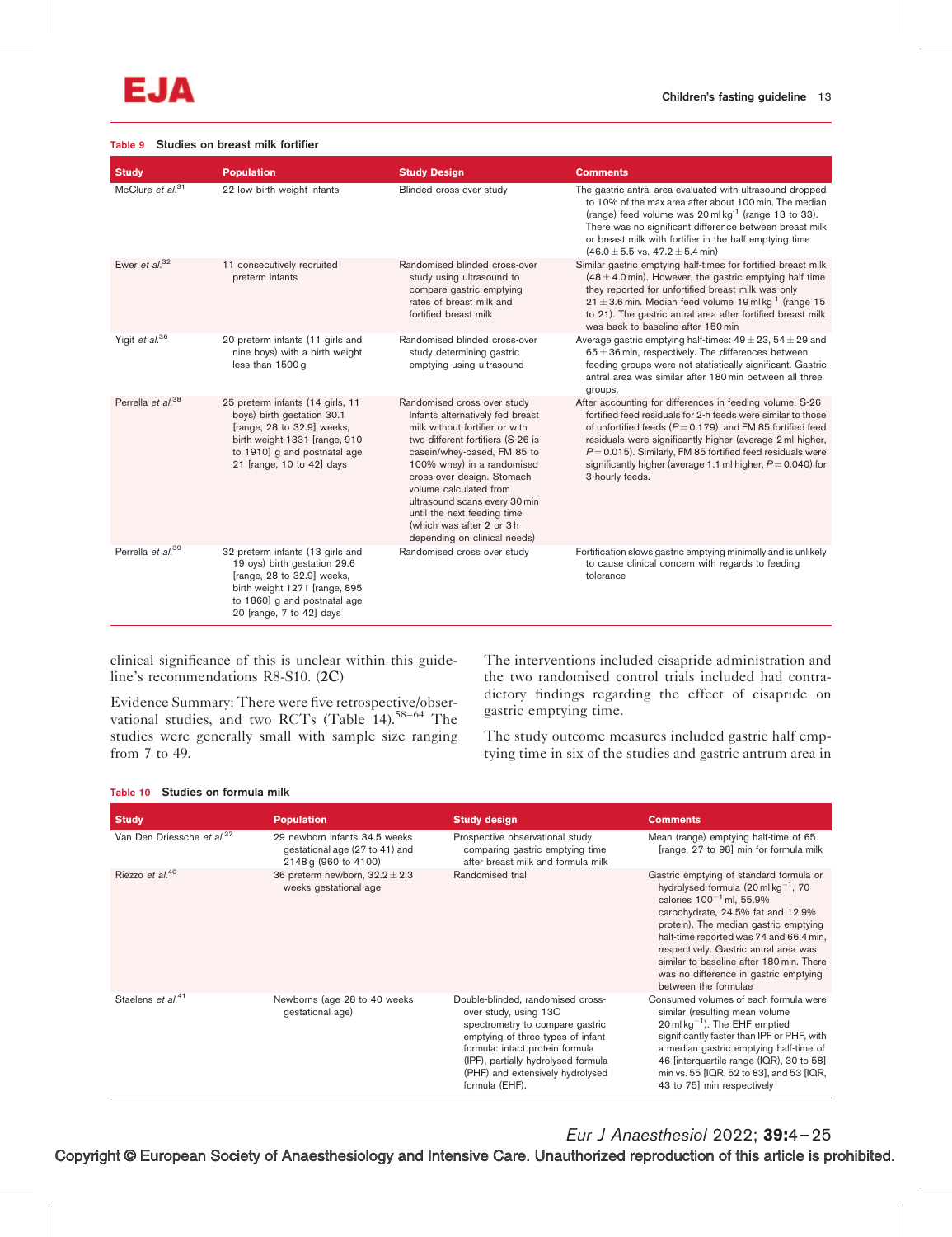**Table 9 Studies on breast milk fortifier**

| Study | Population | Study Design | Comments |
|---|---|---|---|
| McClure *et al.*[31] | 22 low birth weight infants | Blinded cross-over study | The gastric antral area evaluated with ultrasound dropped to 10% of the max area after about 100 min. The median (range) feed volume was 20 ml kg$^{-1}$ (range 13 to 33). There was no significant difference between breast milk or breast milk with fortifier in the half emptying time (46.0 ± 5.5 vs. 47.2 ± 5.4 min) |
| Ewer *et al.*[32] | 11 consecutively recruited preterm infants | Randomised blinded cross-over study using ultrasound to compare gastric emptying rates of breast milk and fortified breast milk | Similar gastric emptying half-times for fortified breast milk (48 ± 4.0 min). However, the gastric emptying half time they reported for unfortified breast milk was only 21 ± 3.6 min. Median feed volume 19 ml kg$^{-1}$ (range 15 to 21). The gastric antral area after fortified breast milk was back to baseline after 150 min |
| Yigit *et al.*[36] | 20 preterm infants (11 girls and nine boys) with a birth weight less than 1500 g | Randomised blinded cross-over study determining gastric emptying using ultrasound | Average gastric emptying half-times: 49 ± 23, 54 ± 29 and 65 ± 36 min, respectively. The differences between feeding groups were not statistically significant. Gastric antral area was similar after 180 min between all three groups. |
| Perrella *et al.*[38] | 25 preterm infants (14 girls, 11 boys) birth gestation 30.1 [range, 28 to 32.9] weeks, birth weight 1331 [range, 910 to 1910] g and postnatal age 21 [range, 10 to 42] days | Randomised cross over study Infants alternatively fed breast milk without fortifier or with two different fortifiers (S-26 is casein/whey-based, FM 85 to 100% whey) in a randomised cross-over design. Stomach volume calculated from ultrasound scans every 30 min until the next feeding time (which was after 2 or 3 h depending on clinical needs) | After accounting for differences in feeding volume, S-26 fortified feed residuals for 2-h feeds were similar to those of unfortified feeds ($P = 0.179$), and FM 85 fortified feed residuals were significantly higher (average 2 ml higher, $P = 0.015$). Similarly, FM 85 fortified feed residuals were significantly higher (average 1.1 ml higher, $P = 0.040$) for 3-hourly feeds. |
| Perrella *et al.*[39] | 32 preterm infants (13 girls and 19 oys) birth gestation 29.6 [range, 28 to 32.9] weeks, birth weight 1271 [range, 895 to 1860] g and postnatal age 20 [range, 7 to 42] days | Randomised cross over study | Fortification slows gastric emptying minimally and is unlikely to cause clinical concern with regards to feeding tolerance |

clinical significance of this is unclear within this guideline's recommendations R8-S10. (**2C**)

Evidence Summary: There were five retrospective/observational studies, and two RCTs (Table 14).[58–64] The studies were generally small with sample size ranging from 7 to 49.

The interventions included cisapride administration and the two randomised control trials included had contradictory findings regarding the effect of cisapride on gastric emptying time.

The study outcome measures included gastric half emptying time in six of the studies and gastric antrum area in

**Table 10 Studies on formula milk**

| Study | Population | Study design | Comments |
|---|---|---|---|
| Van Den Driessche *et al.*[37] | 29 newborn infants 34.5 weeks gestational age (27 to 41) and 2148 g (960 to 4100) | Prospective observational study comparing gastric emptying time after breast milk and formula milk | Mean (range) emptying half-time of 65 [range, 27 to 98] min for formula milk |
| Riezzo *et al.*[40] | 36 preterm newborn, 32.2 ± 2.3 weeks gestational age | Randomised trial | Gastric emptying of standard formula or hydrolysed formula (20 ml kg$^{-1}$, 70 calories 100$^{-1}$ ml, 55.9% carbohydrate, 24.5% fat and 12.9% protein). The median gastric emptying half-time reported was 74 and 66.4 min, respectively. Gastric antral area was similar to baseline after 180 min. There was no difference in gastric emptying between the formulae |
| Staelens *et al.*[41] | Newborns (age 28 to 40 weeks gestational age) | Double-blinded, randomised cross-over study, using 13C spectrometry to compare gastric emptying of three types of infant formula: intact protein formula (IPF), partially hydrolysed formula (PHF) and extensively hydrolysed formula (EHF). | Consumed volumes of each formula were similar (resulting mean volume 20 ml kg$^{-1}$). The EHF emptied significantly faster than IPF or PHF, with a median gastric emptying half-time of 46 [interquartile range (IQR), 30 to 58] min vs. 55 [IQR, 52 to 83], and 53 [IQR, 43 to 75] min respectively |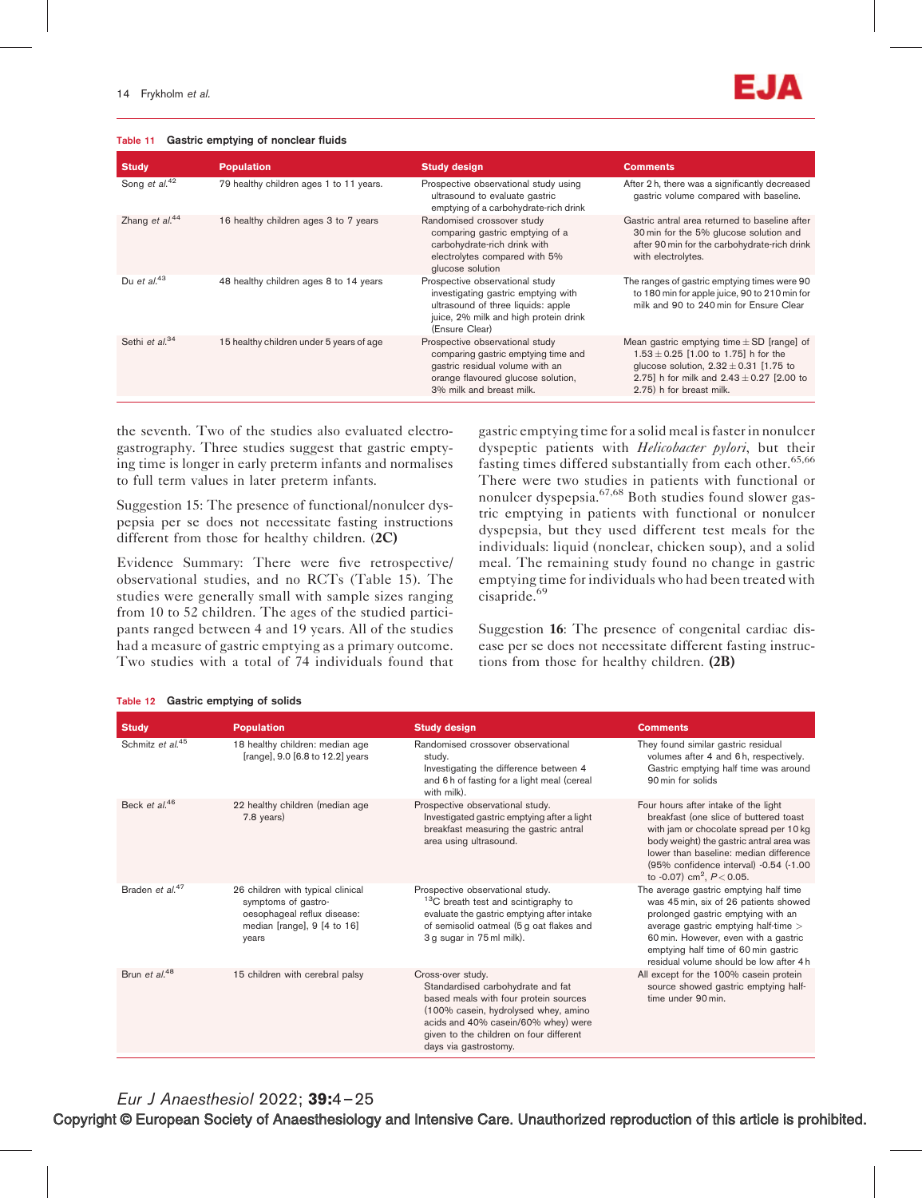**Table 11 Gastric emptying of nonclear fluids**

| Study | Population | Study design | Comments |
|---|---|---|---|
| Song *et al.*[42] | 79 healthy children ages 1 to 11 years. | Prospective observational study using ultrasound to evaluate gastric emptying of a carbohydrate-rich drink | After 2 h, there was a significantly decreased gastric volume compared with baseline. |
| Zhang *et al.*[44] | 16 healthy children ages 3 to 7 years | Randomised crossover study comparing gastric emptying of a carbohydrate-rich drink with electrolytes compared with 5% glucose solution | Gastric antral area returned to baseline after 30 min for the 5% glucose solution and after 90 min for the carbohydrate-rich drink with electrolytes. |
| Du *et al.*[43] | 48 healthy children ages 8 to 14 years | Prospective observational study investigating gastric emptying with ultrasound of three liquids: apple juice, 2% milk and high protein drink (Ensure Clear) | The ranges of gastric emptying times were 90 to 180 min for apple juice, 90 to 210 min for milk and 90 to 240 min for Ensure Clear |
| Sethi *et al.*[34] | 15 healthy children under 5 years of age | Prospective observational study comparing gastric emptying time and gastric residual volume with an orange flavoured glucose solution, 3% milk and breast milk. | Mean gastric emptying time ± SD [range] of 1.53 ± 0.25 [1.00 to 1.75] h for the glucose solution, 2.32 ± 0.31 [1.75 to 2.75] h for milk and 2.43 ± 0.27 [2.00 to 2.75) h for breast milk. |

the seventh. Two of the studies also evaluated electrogastrography. Three studies suggest that gastric emptying time is longer in early preterm infants and normalises to full term values in later preterm infants.

Suggestion 15: The presence of functional/nonulcer dyspepsia per se does not necessitate fasting instructions different from those for healthy children. **(2C)**

Evidence Summary: There were five retrospective/observational studies, and no RCTs (Table 15). The studies were generally small with sample sizes ranging from 10 to 52 children. The ages of the studied participants ranged between 4 and 19 years. All of the studies had a measure of gastric emptying as a primary outcome. Two studies with a total of 74 individuals found that gastric emptying time for a solid meal is faster in nonulcer dyspeptic patients with *Helicobacter pylori*, but their fasting times differed substantially from each other.[65,66] There were two studies in patients with functional or nonulcer dyspepsia.[67,68] Both studies found slower gastric emptying in patients with functional or nonulcer dyspepsia, but they used different test meals for the individuals: liquid (nonclear, chicken soup), and a solid meal. The remaining study found no change in gastric emptying time for individuals who had been treated with cisapride.[69]

Suggestion **16**: The presence of congenital cardiac disease per se does not necessitate different fasting instructions from those for healthy children. **(2B)**

**Table 12 Gastric emptying of solids**

| Study | Population | Study design | Comments |
|---|---|---|---|
| Schmitz *et al.*[45] | 18 healthy children: median age [range], 9.0 [6.8 to 12.2] years | Randomised crossover observational study. Investigating the difference between 4 and 6 h of fasting for a light meal (cereal with milk). | They found similar gastric residual volumes after 4 and 6 h, respectively. Gastric emptying half time was around 90 min for solids |
| Beck *et al.*[46] | 22 healthy children (median age 7.8 years) | Prospective observational study. Investigated gastric emptying after a light breakfast measuring the gastric antral area using ultrasound. | Four hours after intake of the light breakfast (one slice of buttered toast with jam or chocolate spread per 10 kg body weight) the gastric antral area was lower than baseline: median difference (95% confidence interval) -0.54 (-1.00 to -0.07) cm$^2$, $P < 0.05$. |
| Braden *et al.*[47] | 26 children with typical clinical symptoms of gastro-oesophageal reflux disease: median [range], 9 [4 to 16] years | Prospective observational study. $^{13}C$ breath test and scintigraphy to evaluate the gastric emptying after intake of semisolid oatmeal (5 g oat flakes and 3 g sugar in 75 ml milk). | The average gastric emptying half time was 45 min, six of 26 patients showed prolonged gastric emptying with an average gastric emptying half-time > 60 min. However, even with a gastric emptying half time of 60 min gastric residual volume should be low after 4 h |
| Brun *et al.*[48] | 15 children with cerebral palsy | Cross-over study. Standardised carbohydrate and fat based meals with four protein sources (100% casein, hydrolysed whey, amino acids and 40% casein/60% whey) were given to the children on four different days via gastrostomy. | All except for the 100% casein protein source showed gastric emptying half-time under 90 min. |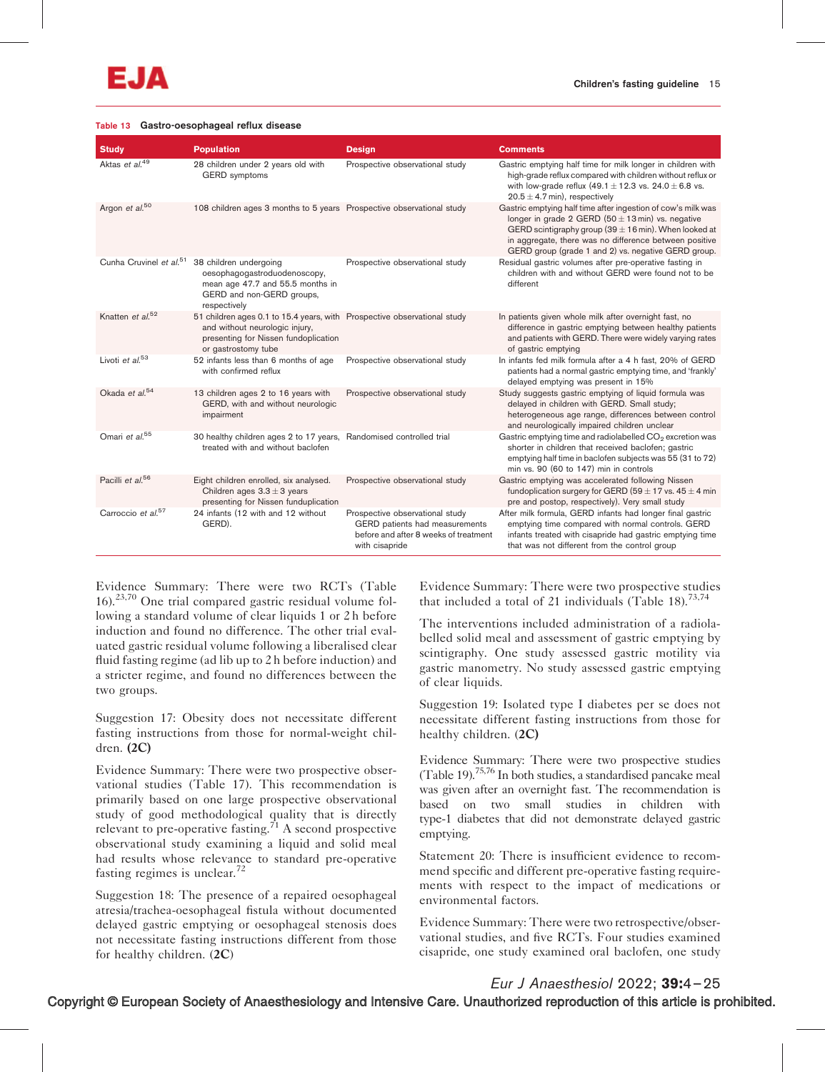**Table 13** Gastro-oesophageal reflux disease

| Study | Population | Design | Comments |
|---|---|---|---|
| Aktas *et al.*[49] | 28 children under 2 years old with GERD symptoms | Prospective observational study | Gastric emptying half time for milk longer in children with high-grade reflux compared with children without reflux or with low-grade reflux (49.1 ± 12.3 vs. 24.0 ± 6.8 vs. 20.5 ± 4.7 min), respectively |
| Argon *et al.*[50] | 108 children ages 3 months to 5 years | Prospective observational study | Gastric emptying half time after ingestion of cow's milk was longer in grade 2 GERD (50 ± 13 min) vs. negative GERD scintigraphy group (39 ± 16 min). When looked at in aggregate, there was no difference between positive GERD group (grade 1 and 2) vs. negative GERD group. |
| Cunha Cruvinel *et al.*[51] | 38 children undergoing oesophagogastroduodenoscopy, mean age 47.7 and 55.5 months in GERD and non-GERD groups, respectively | Prospective observational study | Residual gastric volumes after pre-operative fasting in children with and without GERD were found not to be different |
| Knatten *et al.*[52] | 51 children ages 0.1 to 15.4 years, with and without neurologic injury, presenting for Nissen fundoplication or gastrostomy tube | Prospective observational study | In patients given whole milk after overnight fast, no difference in gastric emptying between healthy patients and patients with GERD. There were widely varying rates of gastric emptying |
| Livoti *et al.*[53] | 52 infants less than 6 months of age with confirmed reflux | Prospective observational study | In infants fed milk formula after a 4 h fast, 20% of GERD patients had a normal gastric emptying time, and 'frankly' delayed emptying was present in 15% |
| Okada *et al.*[54] | 13 children ages 2 to 16 years with GERD, with and without neurologic impairment | Prospective observational study | Study suggests gastric emptying of liquid formula was delayed in children with GERD. Small study; heterogeneous age range, differences between control and neurologically impaired children unclear |
| Omari *et al.*[55] | 30 healthy children ages 2 to 17 years, treated with and without baclofen | Randomised controlled trial | Gastric emptying time and radiolabelled $CO_2$ excretion was shorter in children that received baclofen; gastric emptying half time in baclofen subjects was 55 (31 to 72) min vs. 90 (60 to 147) min in controls |
| Pacilli *et al.*[56] | Eight children enrolled, six analysed. Children ages 3.3 ± 3 years presenting for Nissen fundoplication | Prospective observational study | Gastric emptying was accelerated following Nissen fundoplication surgery for GERD (59 ± 17 vs. 45 ± 4 min pre and postop, respectively). Very small study |
| Carroccio *et al.*[57] | 24 infants (12 with and 12 without GERD). | Prospective observational study GERD patients had measurements before and after 8 weeks of treatment with cisapride | After milk formula, GERD infants had longer final gastric emptying time compared with normal controls. GERD infants treated with cisapride had gastric emptying time that was not different from the control group |

Evidence Summary: There were two RCTs (Table 16).[23,70] One trial compared gastric residual volume following a standard volume of clear liquids 1 or 2 h before induction and found no difference. The other trial evaluated gastric residual volume following a liberalised clear fluid fasting regime (ad lib up to 2 h before induction) and a stricter regime, and found no differences between the two groups.

Suggestion 17: Obesity does not necessitate different fasting instructions from those for normal-weight children. **(2C)**

Evidence Summary: There were two prospective observational studies (Table 17). This recommendation is primarily based on one large prospective observational study of good methodological quality that is directly relevant to pre-operative fasting.[71] A second prospective observational study examining a liquid and solid meal had results whose relevance to standard pre-operative fasting regimes is unclear.[72]

Suggestion 18: The presence of a repaired oesophageal atresia/trachea-oesophageal fistula without documented delayed gastric emptying or oesophageal stenosis does not necessitate fasting instructions different from those for healthy children. (**2C**)

Evidence Summary: There were two prospective studies that included a total of 21 individuals (Table 18).[73,74]

The interventions included administration of a radiolabelled solid meal and assessment of gastric emptying by scintigraphy. One study assessed gastric motility via gastric manometry. No study assessed gastric emptying of clear liquids.

Suggestion 19: Isolated type I diabetes per se does not necessitate different fasting instructions from those for healthy children. **(2C)**

Evidence Summary: There were two prospective studies (Table 19).[75,76] In both studies, a standardised pancake meal was given after an overnight fast. The recommendation is based on two small studies in children with type-1 diabetes that did not demonstrate delayed gastric emptying.

Statement 20: There is insufficient evidence to recommend specific and different pre-operative fasting requirements with respect to the impact of medications or environmental factors.

Evidence Summary: There were two retrospective/observational studies, and five RCTs. Four studies examined cisapride, one study examined oral baclofen, one study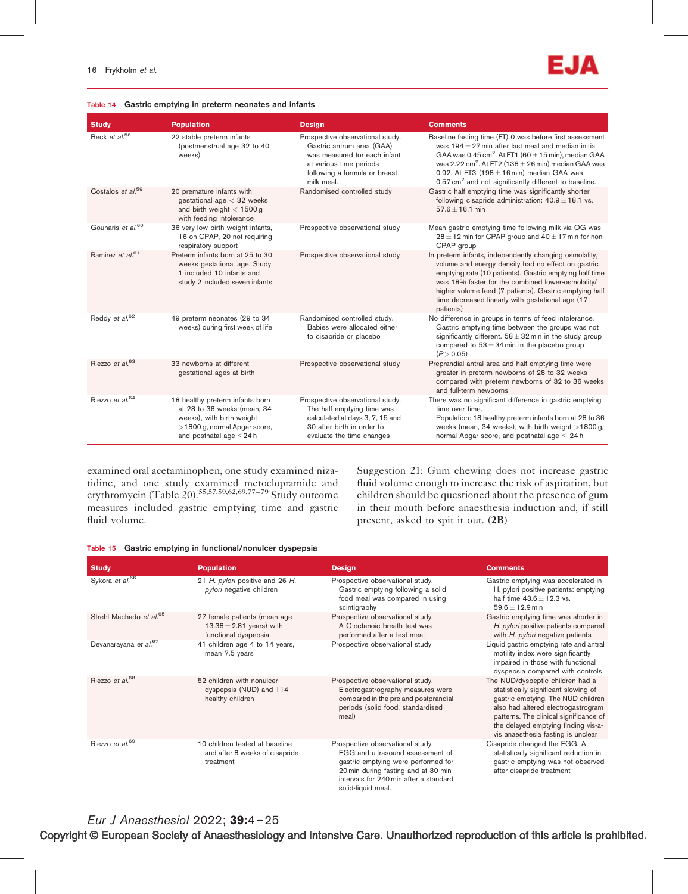**Table 14 Gastric emptying in preterm neonates and infants**

| Study | Population | Design | Comments |
|---|---|---|---|
| Beck *et al.*[58] | 22 stable preterm infants (postmenstrual age 32 to 40 weeks) | Prospective observational study. Gastric antrum area (GAA) was measured for each infant at various time periods following a formula or breast milk meal. | Baseline fasting time (FT) 0 was before first assessment was 194 ± 27 min after last meal and median initial GAA was 0.45 $cm^2$. At FT1 (60 ± 15 min), median GAA was 2.22 $cm^2$. At FT2 (138 ± 26 min) median GAA was 0.92. At FT3 (198 ± 16 min) median GAA was 0.57 $cm^2$ and not significantly different to baseline. |
| Costalos *et al.*[59] | 20 premature infants with gestational age < 32 weeks and birth weight < 1500 g with feeding intolerance | Randomised controlled study | Gastric half emptying time was significantly shorter following cisapride administration: 40.9 ± 18.1 vs. 57.6 ± 16.1 min |
| Gounaris *et al.*[60] | 36 very low birth weight infants, 16 on CPAP, 20 not requiring respiratory support | Prospective observational study | Mean gastric emptying time following milk via OG was 28 ± 12 min for CPAP group and 40 ± 17 min for non-CPAP group |
| Ramirez *et al.*[61] | Preterm infants born at 25 to 30 weeks gestational age. Study 1 included 10 infants and study 2 included seven infants | Prospective observational study | In preterm infants, independently changing osmolality, volume and energy density had no effect on gastric emptying rate (10 patients). Gastric emptying half time was 18% faster for the combined lower-osmolality/higher volume feed (7 patients). Gastric emptying half time decreased linearly with gestational age (17 patients) |
| Reddy *et al.*[62] | 49 preterm neonates (29 to 34 weeks) during first week of life | Randomised controlled study. Babies were allocated either to cisapride or placebo | No difference in groups in terms of feed intolerance. Gastric emptying time between the groups was not significantly different. 58 ± 32 min in the study group compared to 53 ± 34 min in the placebo group ($P > 0.05$) |
| Riezzo *et al.*[63] | 33 newborns at different gestational ages at birth | Prospective observational study | Preprandial antral area and half emptying time were greater in preterm newborns of 28 to 32 weeks compared with preterm newborns of 32 to 36 weeks and full-term newborns |
| Riezzo *et al.*[64] | 18 healthy preterm infants born at 28 to 36 weeks (mean, 34 weeks), with birth weight >1800 g, normal Apgar score, and postnatal age ≤24 h | Prospective observational study. The half emptying time was calculated at days 3, 7, 15 and 30 after birth in order to evaluate the time changes | There was no significant difference in gastric emptying time over time. Population: 18 healthy preterm infants born at 28 to 36 weeks (mean, 34 weeks), with birth weight >1800 g, normal Apgar score, and postnatal age ≤ 24 h |

examined oral acetaminophen, one study examined nizatidine, and one study examined metoclopramide and erythromycin (Table 20).[55,57,59,62,69,77–79] Study outcome measures included gastric emptying time and gastric fluid volume.

Suggestion 21: Gum chewing does not increase gastric fluid volume enough to increase the risk of aspiration, but children should be questioned about the presence of gum in their mouth before anaesthesia induction and, if still present, asked to spit it out. **(2B)**

**Table 15 Gastric emptying in functional/nonulcer dyspepsia**

| Study | Population | Design | Comments |
|---|---|---|---|
| Sykora *et al.*[66] | 21 *H. pylori* positive and 26 *H. pylori* negative children | Prospective observational study. Gastric emptying following a solid food meal was compared in using scintigraphy | Gastric emptying was accelerated in H. pylori positive patients: emptying half time 43.6 ± 12.3 vs. 59.6 ± 12.9 min |
| Strehl Machado *et al.*[65] | 27 female patients (mean age 13.38 ± 2.81 years) with functional dyspepsia | Prospective observational study. A C-octanoic breath test was performed after a test meal | Gastric emptying time was shorter in *H. pylori* positive patients compared with *H. pylori* negative patients |
| Devanarayana *et al.*[67] | 41 children age 4 to 14 years, mean 7.5 years | Prospective observational study | Liquid gastric emptying rate and antral motility index were significantly impaired in those with functional dyspepsia compared with controls |
| Riezzo *et al.*[68] | 52 children with nonulcer dyspepsia (NUD) and 114 healthy children | Prospective observational study. Electrogastrography measures were compared in the pre and postprandial periods (solid food, standardised meal) | The NUD/dyspeptic children had a statistically significant slowing of gastric emptying. The NUD children also had altered electrogastrogram patterns. The clinical significance of the delayed emptying finding vis-a-vis anaesthesia fasting is unclear |
| Riezzo *et al.*[69] | 10 children tested at baseline and after 8 weeks of cisapride treatment | Prospective observational study. EGG and ultrasound assessment of gastric emptying were performed for 20 min during fasting and at 30-min intervals for 240 min after a standard solid-liquid meal. | Cisapride changed the EGG. A statistically significant reduction in gastric emptying was not observed after cisapride treatment |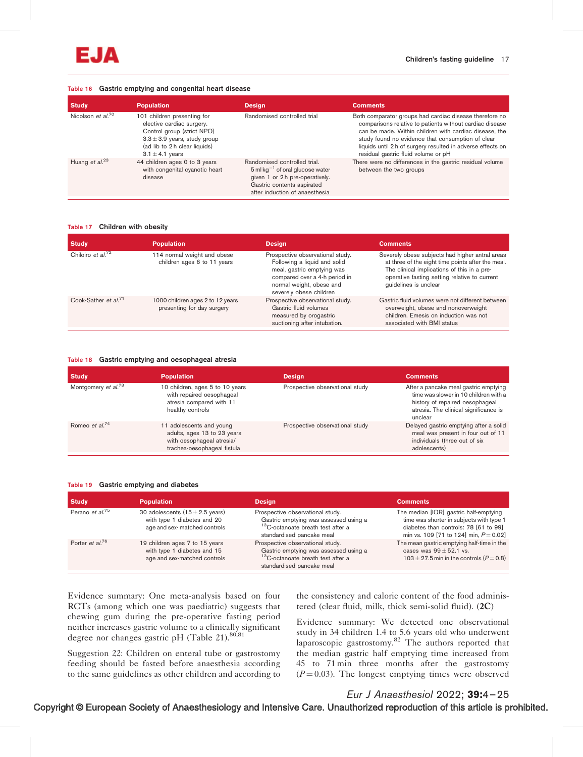**Table 16** Gastric emptying and congenital heart disease

| Study | Population | Design | Comments |
|---|---|---|---|
| Nicolson *et al.*[70] | 101 children presenting for elective cardiac surgery. Control group (strict NPO) 3.3 ± 3.9 years, study group (ad lib to 2 h clear liquids) 3.1 ± 4.1 years | Randomised controlled trial | Both comparator groups had cardiac disease therefore no comparisons relative to patients without cardiac disease can be made. Within children with cardiac disease, the study found no evidence that consumption of clear liquids until 2 h of surgery resulted in adverse effects on residual gastric fluid volume or pH |
| Huang *et al.*[23] | 44 children ages 0 to 3 years with congenital cyanotic heart disease | Randomised controlled trial. 5 ml kg$^{-1}$ of oral glucose water given 1 or 2 h pre-operatively. Gastric contents aspirated after induction of anaesthesia | There were no differences in the gastric residual volume between the two groups |

**Table 17** Children with obesity

| Study | Population | Design | Comments |
|---|---|---|---|
| Chiloiro *et al.*[72] | 114 normal weight and obese children ages 6 to 11 years | Prospective observational study. Following a liquid and solid meal, gastric emptying was compared over a 4-h period in normal weight, obese and severely obese children | Severely obese subjects had higher antral areas at three of the eight time points after the meal. The clinical implications of this in a pre-operative fasting setting relative to current guidelines is unclear |
| Cook-Sather *et al.*[71] | 1000 children ages 2 to 12 years presenting for day surgery | Prospective observational study. Gastric fluid volumes measured by orogastric suctioning after intubation. | Gastric fluid volumes were not different between overweight, obese and nonoverweight children. Emesis on induction was not associated with BMI status |

**Table 18** Gastric emptying and oesophageal atresia

| Study | Population | Design | Comments |
|---|---|---|---|
| Montgomery *et al.*[73] | 10 children, ages 5 to 10 years with repaired oesophageal atresia compared with 11 healthy controls | Prospective observational study | After a pancake meal gastric emptying time was slower in 10 children with a history of repaired oesophageal atresia. The clinical significance is unclear |
| Romeo *et al.*[74] | 11 adolescents and young adults, ages 13 to 23 years with oesophageal atresia/ trachea-oesophageal fistula | Prospective observational study | Delayed gastric emptying after a solid meal was present in four out of 11 individuals (three out of six adolescents) |

**Table 19** Gastric emptying and diabetes

| Study | Population | Design | Comments |
|---|---|---|---|
| Perano *et al.*[75] | 30 adolescents (15 ± 2.5 years) with type 1 diabetes and 20 age and sex- matched controls | Prospective observational study. Gastric emptying was assessed using a $^{13}$C-octanoate breath test after a standardised pancake meal | The median [IQR] gastric half-emptying time was shorter in subjects with type 1 diabetes than controls: 78 [61 to 99] min vs. 109 [71 to 124] min, $P = 0.02$] |
| Porter *et al.*[76] | 19 children ages 7 to 15 years with type 1 diabetes and 15 age and sex-matched controls | Prospective observational study. Gastric emptying was assessed using a $^{13}$C-octanoate breath test after a standardised pancake meal | The mean gastric emptying half-time in the cases was 99 ± 52.1 vs. 103 ± 27.5 min in the controls ($P = 0.8$) |

Evidence summary: One meta-analysis based on four RCTs (among which one was paediatric) suggests that chewing gum during the pre-operative fasting period neither increases gastric volume to a clinically significant degree nor changes gastric pH (Table 21).[80,81]

Suggestion 22: Children on enteral tube or gastrostomy feeding should be fasted before anaesthesia according to the same guidelines as other children and according to the consistency and caloric content of the food administered (clear fluid, milk, thick semi-solid fluid). (**2C**)

Evidence summary: We detected one observational study in 34 children 1.4 to 5.6 years old who underwent laparoscopic gastrostomy.[82] The authors reported that the median gastric half emptying time increased from 45 to 71 min three months after the gastrostomy ($P = 0.03$). The longest emptying times were observed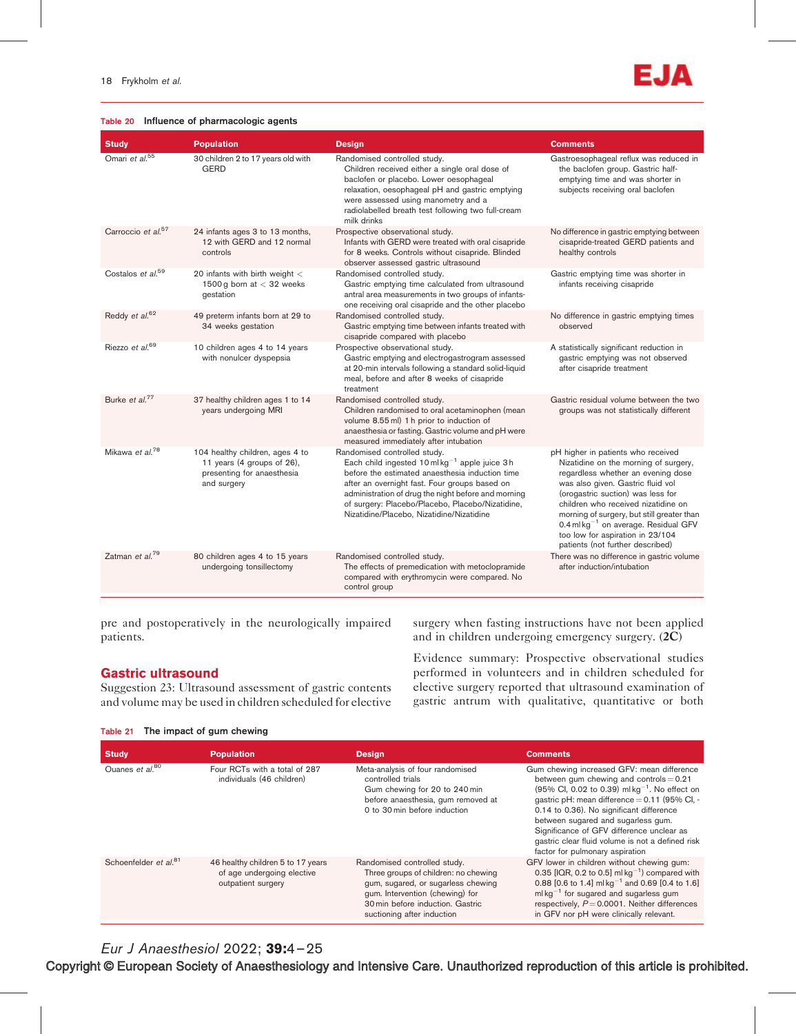Table 20 Influence of pharmacologic agents

| Study | Population | Design | Comments |
|---|---|---|---|
| Omari *et al.*[55] | 30 children 2 to 17 years old with GERD | Randomised controlled study. Children received either a single oral dose of baclofen or placebo. Lower oesophageal relaxation, oesophageal pH and gastric emptying were assessed using manometry and a radiolabelled breath test following two full-cream milk drinks | Gastroesophageal reflux was reduced in the baclofen group. Gastric half-emptying time and was shorter in subjects receiving oral baclofen |
| Carroccio *et al.*[57] | 24 infants ages 3 to 13 months, 12 with GERD and 12 normal controls | Prospective observational study. Infants with GERD were treated with oral cisapride for 8 weeks. Controls without cisapride. Blinded observer assessed gastric ultrasound | No difference in gastric emptying between cisapride-treated GERD patients and healthy controls |
| Costalos *et al.*[59] | 20 infants with birth weight < 1500 g born at < 32 weeks gestation | Randomised controlled study. Gastric emptying time calculated from ultrasound antral area measurements in two groups of infants-one receiving oral cisapride and the other placebo | Gastric emptying time was shorter in infants receiving cisapride |
| Reddy *et al.*[62] | 49 preterm infants born at 29 to 34 weeks gestation | Randomised controlled study. Gastric emptying time between infants treated with cisapride compared with placebo | No difference in gastric emptying times observed |
| Riezzo *et al.*[69] | 10 children ages 4 to 14 years with nonulcer dyspepsia | Prospective observational study. Gastric emptying and electrogastrogram assessed at 20-min intervals following a standard solid-liquid meal, before and after 8 weeks of cisapride treatment | A statistically significant reduction in gastric emptying was not observed after cisapride treatment |
| Burke *et al.*[77] | 37 healthy children ages 1 to 14 years undergoing MRI | Randomised controlled study. Children randomised to oral acetaminophen (mean volume 8.55 ml) 1 h prior to induction of anaesthesia or fasting. Gastric volume and pH were measured immediately after intubation | Gastric residual volume between the two groups was not statistically different |
| Mikawa *et al.*[78] | 104 healthy children, ages 4 to 11 years (4 groups of 26), presenting for anaesthesia and surgery | Randomised controlled study. Each child ingested 10 ml kg$^{-1}$ apple juice 3 h before the estimated anaesthesia induction time after an overnight fast. Four groups based on administration of drug the night before and morning of surgery: Placebo/Placebo, Placebo/Nizatidine, Nizatidine/Placebo, Nizatidine/Nizatidine | pH higher in patients who received Nizatidine on the morning of surgery, regardless whether an evening dose was also given. Gastric fluid vol (orogastric suction) was less for children who received nizatidine on morning of surgery, but still greater than 0.4 ml kg$^{-1}$ on average. Residual GFV too low for aspiration in 23/104 patients (not further described) |
| Zatman *et al.*[79] | 80 children ages 4 to 15 years undergoing tonsillectomy | Randomised controlled study. The effects of premedication with metoclopramide compared with erythromycin were compared. No control group | There was no difference in gastric volume after induction/intubation |

pre and postoperatively in the neurologically impaired patients.

## Gastric ultrasound

Suggestion 23: Ultrasound assessment of gastric contents and volume may be used in children scheduled for elective surgery when fasting instructions have not been applied and in children undergoing emergency surgery. (**2C**)

Evidence summary: Prospective observational studies performed in volunteers and in children scheduled for elective surgery reported that ultrasound examination of gastric antrum with qualitative, quantitative or both

Table 21 The impact of gum chewing

| Study | Population | Design | Comments |
|---|---|---|---|
| Ouanes *et al.*[80] | Four RCTs with a total of 287 individuals (46 children) | Meta-analysis of four randomised controlled trials. Gum chewing for 20 to 240 min before anaesthesia, gum removed at 0 to 30 min before induction | Gum chewing increased GFV: mean difference between gum chewing and controls = 0.21 (95% CI, 0.02 to 0.39) ml kg$^{-1}$. No effect on gastric pH: mean difference = 0.11 (95% CI, -0.14 to 0.36). No significant difference between sugared and sugarless gum. Significance of GFV difference unclear as gastric clear fluid volume is not a defined risk factor for pulmonary aspiration |
| Schoenfelder *et al.*[81] | 46 healthy children 5 to 17 years of age undergoing elective outpatient surgery | Randomised controlled study. Three groups of children: no chewing gum, sugared, or sugarless chewing gum. Intervention (chewing) for 30 min before induction. Gastric suctioning after induction | GFV lower in children without chewing gum: 0.35 [IQR, 0.2 to 0.5] ml kg$^{-1}$) compared with 0.88 [0.6 to 1.4] ml kg$^{-1}$ and 0.69 [0.4 to 1.6] ml kg$^{-1}$ for sugared and sugarless gum respectively, $P = 0.0001$. Neither differences in GFV nor pH were clinically relevant. |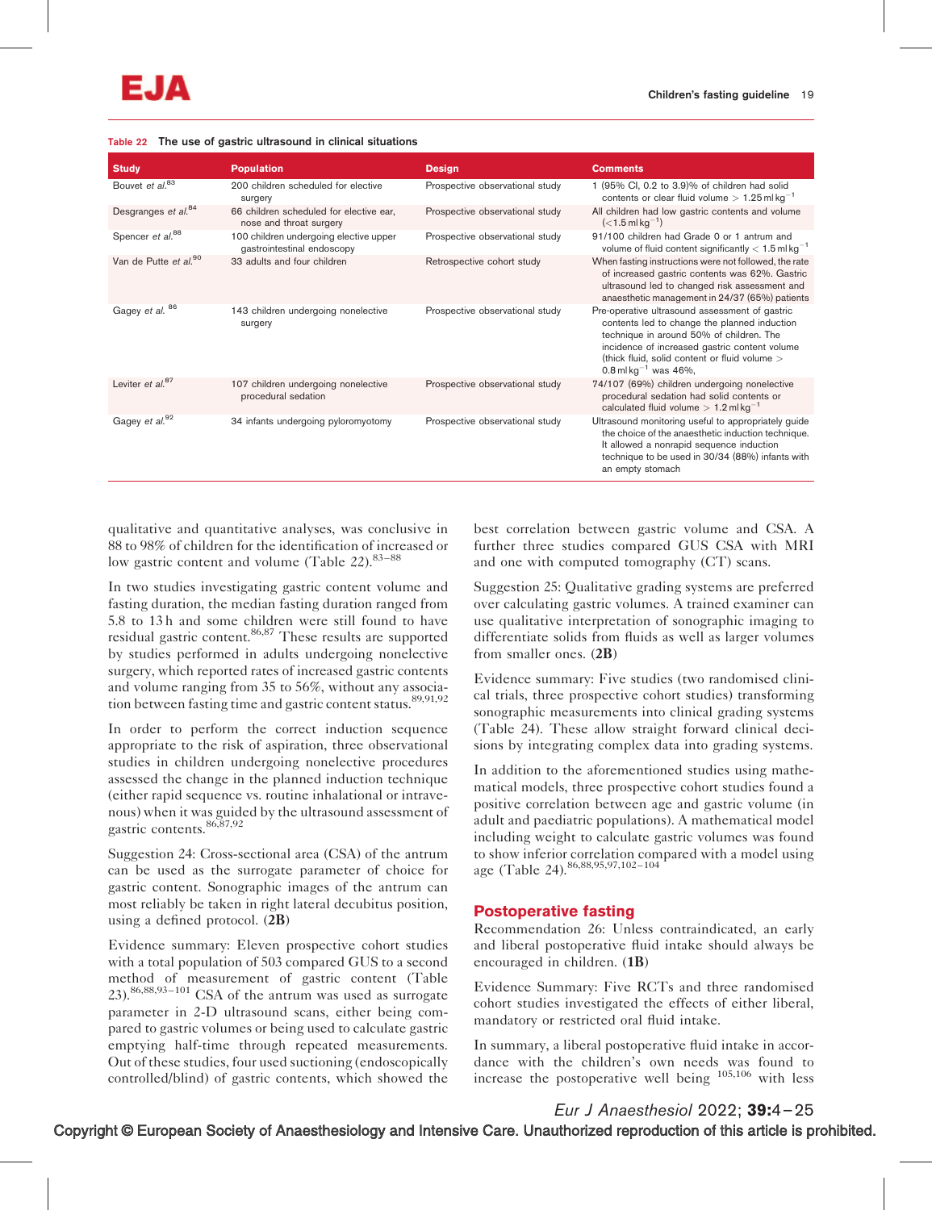Table 22 The use of gastric ultrasound in clinical situations

| Study | Population | Design | Comments |
|---|---|---|---|
| Bouvet *et al.*[83] | 200 children scheduled for elective surgery | Prospective observational study | 1 (95% CI, 0.2 to 3.9)% of children had solid contents or clear fluid volume > 1.25 ml kg$^{-1}$ |
| Desgranges *et al.*[84] | 66 children scheduled for elective ear, nose and throat surgery | Prospective observational study | All children had low gastric contents and volume (<1.5 ml kg$^{-1}$) |
| Spencer *et al.*[88] | 100 children undergoing elective upper gastrointestinal endoscopy | Prospective observational study | 91/100 children had Grade 0 or 1 antrum and volume of fluid content significantly < 1.5 ml kg$^{-1}$ |
| Van de Putte *et al.*[90] | 33 adults and four children | Retrospective cohort study | When fasting instructions were not followed, the rate of increased gastric contents was 62%. Gastric ultrasound led to changed risk assessment and anaesthetic management in 24/37 (65%) patients |
| Gagey *et al.* [86] | 143 children undergoing nonelective surgery | Prospective observational study | Pre-operative ultrasound assessment of gastric contents led to change the planned induction technique in around 50% of children. The incidence of increased gastric content volume (thick fluid, solid content or fluid volume > 0.8 ml kg$^{-1}$ was 46%, |
| Leviter *et al.*[87] | 107 children undergoing nonelective procedural sedation | Prospective observational study | 74/107 (69%) children undergoing nonelective procedural sedation had solid contents or calculated fluid volume > 1.2 ml kg$^{-1}$ |
| Gagey *et al.*[92] | 34 infants undergoing pyloromyotomy | Prospective observational study | Ultrasound monitoring useful to appropriately guide the choice of the anaesthetic induction technique. It allowed a nonrapid sequence induction technique to be used in 30/34 (88%) infants with an empty stomach |

qualitative and quantitative analyses, was conclusive in 88 to 98% of children for the identification of increased or low gastric content and volume (Table 22).[83–88]

In two studies investigating gastric content volume and fasting duration, the median fasting duration ranged from 5.8 to 13 h and some children were still found to have residual gastric content.[86,87] These results are supported by studies performed in adults undergoing nonelective surgery, which reported rates of increased gastric contents and volume ranging from 35 to 56%, without any association between fasting time and gastric content status.[89,91,92]

In order to perform the correct induction sequence appropriate to the risk of aspiration, three observational studies in children undergoing nonelective procedures assessed the change in the planned induction technique (either rapid sequence vs. routine inhalational or intravenous) when it was guided by the ultrasound assessment of gastric contents.[86,87,92]

Suggestion 24: Cross-sectional area (CSA) of the antrum can be used as the surrogate parameter of choice for gastric content. Sonographic images of the antrum can most reliably be taken in right lateral decubitus position, using a defined protocol. (**2B**)

Evidence summary: Eleven prospective cohort studies with a total population of 503 compared GUS to a second method of measurement of gastric content (Table 23).[86,88,93–101] CSA of the antrum was used as surrogate parameter in 2-D ultrasound scans, either being compared to gastric volumes or being used to calculate gastric emptying half-time through repeated measurements. Out of these studies, four used suctioning (endoscopically controlled/blind) of gastric contents, which showed the best correlation between gastric volume and CSA. A further three studies compared GUS CSA with MRI and one with computed tomography (CT) scans.

Suggestion 25: Qualitative grading systems are preferred over calculating gastric volumes. A trained examiner can use qualitative interpretation of sonographic imaging to differentiate solids from fluids as well as larger volumes from smaller ones. (**2B**)

Evidence summary: Five studies (two randomised clinical trials, three prospective cohort studies) transforming sonographic measurements into clinical grading systems (Table 24). These allow straight forward clinical decisions by integrating complex data into grading systems.

In addition to the aforementioned studies using mathematical models, three prospective cohort studies found a positive correlation between age and gastric volume (in adult and paediatric populations). A mathematical model including weight to calculate gastric volumes was found to show inferior correlation compared with a model using age (Table 24).[86,88,95,97,102–104]

## Postoperative fasting

Recommendation *26*: Unless contraindicated, an early and liberal postoperative fluid intake should always be encouraged in children. (**1B**)

Evidence Summary: Five RCTs and three randomised cohort studies investigated the effects of either liberal, mandatory or restricted oral fluid intake.

In summary, a liberal postoperative fluid intake in accordance with the children's own needs was found to increase the postoperative well being [105,106] with less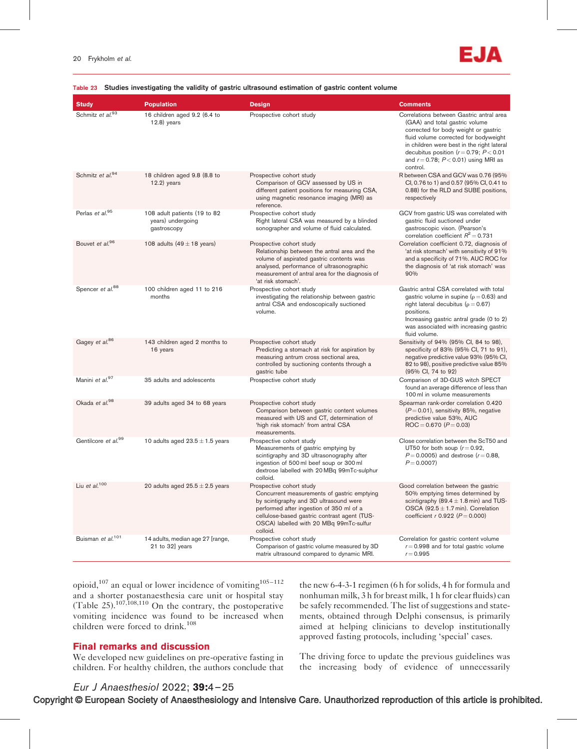**Table 23 Studies investigating the validity of gastric ultrasound estimation of gastric content volume**

| Study | Population | Design | Comments |
|---|---|---|---|
| Schmitz *et al.*[93] | 16 children aged 9.2 (6.4 to 12.8) years | Prospective cohort study | Correlations between Gastric antral area (GAA) and total gastric volume corrected for body weight or gastric fluid volume corrected for bodyweight in children were best in the right lateral decubitus position ($r = 0.79$; $P < 0.01$ and $r = 0.78$; $P < 0.01$) using MRI as control. |
| Schmitz *et al.*[94] | 18 children aged 9.8 (8.8 to 12.2) years | Prospective cohort study Comparison of GCV assessed by US in different patient positions for measuring CSA, using magnetic resonance imaging (MRI) as reference. | R between CSA and GCV was 0.76 (95% CI, 0.76 to 1) and 0.57 (95% CI, 0.41 to 0.88) for the RLD and SUBE positions, respectively |
| Perlas *et al.*[95] | 108 adult patients (19 to 82 years) undergoing gastroscopy | Prospective cohort study Right lateral CSA was measured by a blinded sonographer and volume of fluid calculated. | GCV from gastric US was correlated with gastric fluid suctioned under gastroscopic vison. (Pearson's correlation coefficient $R^2 = 0.731$ |
| Bouvet *et al.*[96] | 108 adults (49 ± 18 years) | Prospective cohort study Relationship between the antral area and the volume of aspirated gastric contents was analysed, performance of ultrasonographic measurement of antral area for the diagnosis of 'at risk stomach'. | Correlation coefficient 0.72, diagnosis of 'at risk stomach' with sensitivity of 91% and a specificity of 71%. AUC ROC for the diagnosis of 'at risk stomach' was 90% |
| Spencer *et al.*[88] | 100 children aged 11 to 216 months | Prospective cohort study investigating the relationship between gastric antral CSA and endoscopically suctioned volume. | Gastric antral CSA correlated with total gastric volume in supine ($\rho = 0.63$) and right lateral decubitus ($\rho = 0.67$) positions. Increasing gastric antral grade (0 to 2) was associated with increasing gastric fluid volume. |
| Gagey *et al.*[86] | 143 children aged 2 months to 16 years | Prospective cohort study Predicting a stomach at risk for aspiration by measuring antrum cross sectional area, controlled by suctioning contents through a gastric tube | Sensitivity of 94% (95% CI, 84 to 98), specificity of 83% (95% CI, 71 to 91), negative predictive value 93% (95% CI, 82 to 98), positive predictive value 85% (95% CI, 74 to 92) |
| Manini *et al.*[97] | 35 adults and adolescents | Prospective cohort study | Comparison of 3D-GUS witch SPECT found an average difference of less than 100 ml in volume measurements |
| Okada *et al.*[98] | 39 adults aged 34 to 68 years | Prospective cohort study Comparison between gastric content volumes measured with US and CT, determination of 'high risk stomach' from antral CSA measurements. | Spearman rank-order correlation 0.420 ($P = 0.01$), sensitivity 85%, negative predictive value 53%, AUC ROC = 0.670 ($P = 0.03$) |
| Gentilcore *et al.*[99] | 10 adults aged 23.5 ± 1.5 years | Prospective cohort study Measurements of gastric emptying by scintigraphy and 3D ultrasonography after ingestion of 500 ml beef soup or 300 ml dextrose labelled with 20 MBq 99mTc-sulphur colloid. | Close correlation between the ScT50 and UT50 for both soup ($r = 0.92$, $P = 0.0005$) and dextrose ($r = 0.88$, $P = 0.0007$) |
| Liu *et al.*[100] | 20 adults aged 25.5 ± 2.5 years | Prospective cohort study Concurrent measurements of gastric emptying by scintigraphy and 3D ultrasound were performed after ingestion of 350 ml of a cellulose-based gastric contrast agent (TUS-OSCA) labelled with 20 MBq 99mTc-sulfur colloid. | Good correlation between the gastric 50% emptying times determined by scintigraphy (89.4 ± 1.8 min) and TUS-OSCA (92.5 ± 1.7 min). Correlation coefficient $r$ 0.922 ($P = 0.000$) |
| Buisman *et al.*[101] | 14 adults, median age 27 [range, 21 to 32] years | Prospective cohort study Comparison of gastric volume measured by 3D matrix ultrasound compared to dynamic MRI. | Correlation for gastric content volume $r = 0.998$ and for total gastric volume $r = 0.995$ |

opioid,[107] an equal or lower incidence of vomiting[105–112] and a shorter postanaesthesia care unit or hospital stay (Table 25).[107,108,110] On the contrary, the postoperative vomiting incidence was found to be increased when children were forced to drink.[108]

## Final remarks and discussion

We developed new guidelines on pre-operative fasting in children. For healthy children, the authors conclude that the new 6-4-3-1 regimen (6 h for solids, 4 h for formula and nonhuman milk, 3 h for breast milk, 1 h for clear fluids) can be safely recommended. The list of suggestions and statements, obtained through Delphi consensus, is primarily aimed at helping clinicians to develop institutionally approved fasting protocols, including 'special' cases.

The driving force to update the previous guidelines was the increasing body of evidence of unnecessarily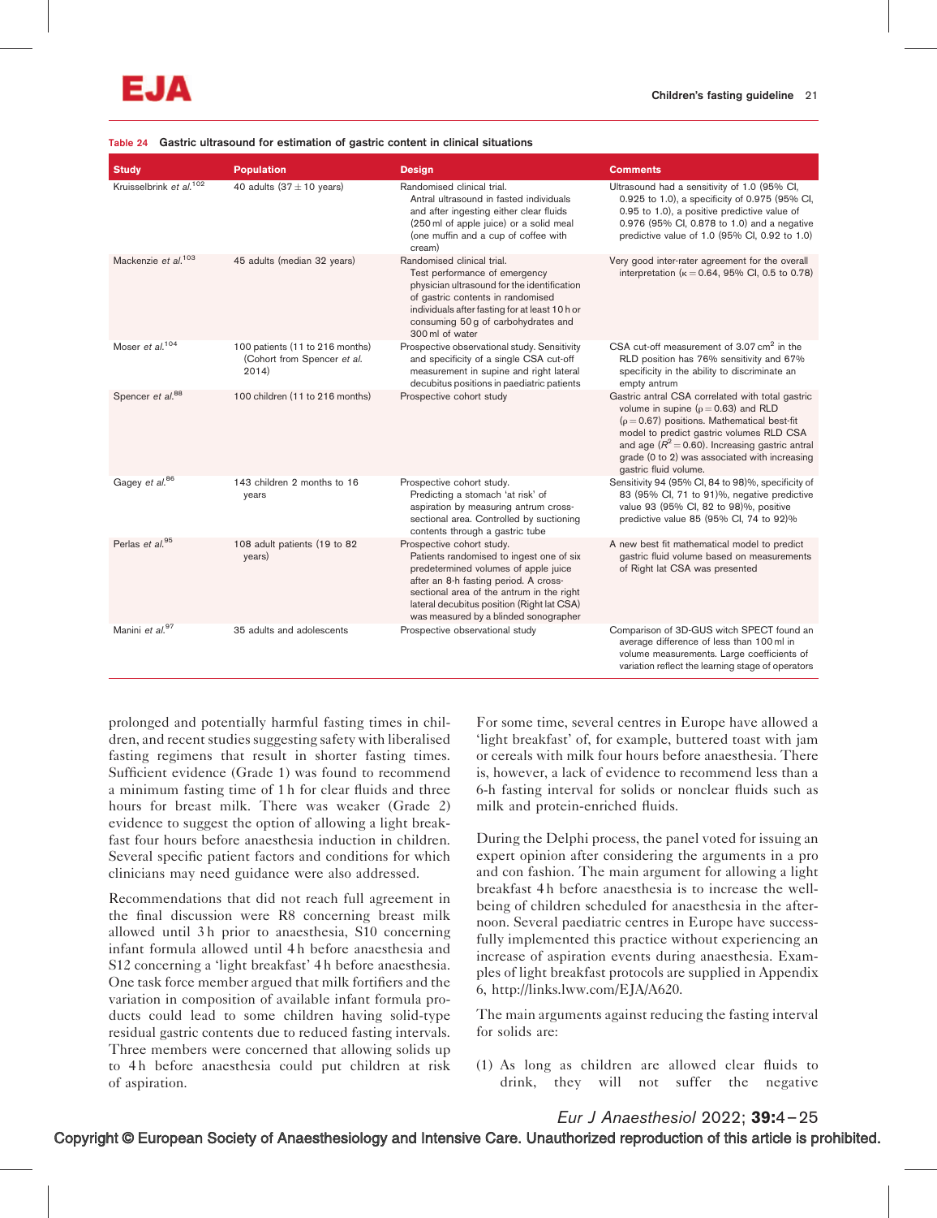**Table 24 Gastric ultrasound for estimation of gastric content in clinical situations**

| Study | Population | Design | Comments |
|---|---|---|---|
| Kruisselbrink *et al.*[102] | 40 adults (37 ± 10 years) | Randomised clinical trial. Antral ultrasound in fasted individuals and after ingesting either clear fluids (250 ml of apple juice) or a solid meal (one muffin and a cup of coffee with cream) | Ultrasound had a sensitivity of 1.0 (95% CI, 0.925 to 1.0), a specificity of 0.975 (95% CI, 0.95 to 1.0), a positive predictive value of 0.976 (95% CI, 0.878 to 1.0) and a negative predictive value of 1.0 (95% CI, 0.92 to 1.0) |
| Mackenzie *et al.*[103] | 45 adults (median 32 years) | Randomised clinical trial. Test performance of emergency physician ultrasound for the identification of gastric contents in randomised individuals after fasting for at least 10 h or consuming 50 g of carbohydrates and 300 ml of water | Very good inter-rater agreement for the overall interpretation (κ = 0.64, 95% CI, 0.5 to 0.78) |
| Moser *et al.*[104] | 100 patients (11 to 216 months) (Cohort from Spencer *et al.* 2014) | Prospective observational study. Sensitivity and specificity of a single CSA cut-off measurement in supine and right lateral decubitus positions in paediatric patients | CSA cut-off measurement of 3.07 $cm^2$ in the RLD position has 76% sensitivity and 67% specificity in the ability to discriminate an empty antrum |
| Spencer *et al.*[88] | 100 children (11 to 216 months) | Prospective cohort study | Gastric antral CSA correlated with total gastric volume in supine (ρ = 0.63) and RLD (ρ = 0.67) positions. Mathematical best-fit model to predict gastric volumes RLD CSA and age ($R^2$ = 0.60). Increasing gastric antral grade (0 to 2) was associated with increasing gastric fluid volume. |
| Gagey *et al.*[86] | 143 children 2 months to 16 years | Prospective cohort study. Predicting a stomach 'at risk' of aspiration by measuring antrum cross-sectional area. Controlled by suctioning contents through a gastric tube | Sensitivity 94 (95% CI, 84 to 98)%, specificity of 83 (95% CI, 71 to 91)%, negative predictive value 93 (95% CI, 82 to 98)%, positive predictive value 85 (95% CI, 74 to 92)% |
| Perlas *et al.*[95] | 108 adult patients (19 to 82 years) | Prospective cohort study. Patients randomised to ingest one of six predetermined volumes of apple juice after an 8-h fasting period. A cross-sectional area of the antrum in the right lateral decubitus position (Right lat CSA) was measured by a blinded sonographer | A new best fit mathematical model to predict gastric fluid volume based on measurements of Right lat CSA was presented |
| Manini *et al.*[97] | 35 adults and adolescents | Prospective observational study | Comparison of 3D-GUS witch SPECT found an average difference of less than 100 ml in volume measurements. Large coefficients of variation reflect the learning stage of operators |

prolonged and potentially harmful fasting times in children, and recent studies suggesting safety with liberalised fasting regimens that result in shorter fasting times. Sufficient evidence (Grade 1) was found to recommend a minimum fasting time of 1 h for clear fluids and three hours for breast milk. There was weaker (Grade 2) evidence to suggest the option of allowing a light breakfast four hours before anaesthesia induction in children. Several specific patient factors and conditions for which clinicians may need guidance were also addressed.

Recommendations that did not reach full agreement in the final discussion were R8 concerning breast milk allowed until 3 h prior to anaesthesia, S10 concerning infant formula allowed until 4 h before anaesthesia and S12 concerning a 'light breakfast' 4 h before anaesthesia. One task force member argued that milk fortifiers and the variation in composition of available infant formula products could lead to some children having solid-type residual gastric contents due to reduced fasting intervals. Three members were concerned that allowing solids up to 4 h before anaesthesia could put children at risk of aspiration.

For some time, several centres in Europe have allowed a 'light breakfast' of, for example, buttered toast with jam or cereals with milk four hours before anaesthesia. There is, however, a lack of evidence to recommend less than a 6-h fasting interval for solids or nonclear fluids such as milk and protein-enriched fluids.

During the Delphi process, the panel voted for issuing an expert opinion after considering the arguments in a pro and con fashion. The main argument for allowing a light breakfast 4 h before anaesthesia is to increase the well-being of children scheduled for anaesthesia in the afternoon. Several paediatric centres in Europe have successfully implemented this practice without experiencing an increase of aspiration events during anaesthesia. Examples of light breakfast protocols are supplied in Appendix 6, http://links.lww.com/EJA/A620.

The main arguments against reducing the fasting interval for solids are:

(1) As long as children are allowed clear fluids to drink, they will not suffer the negative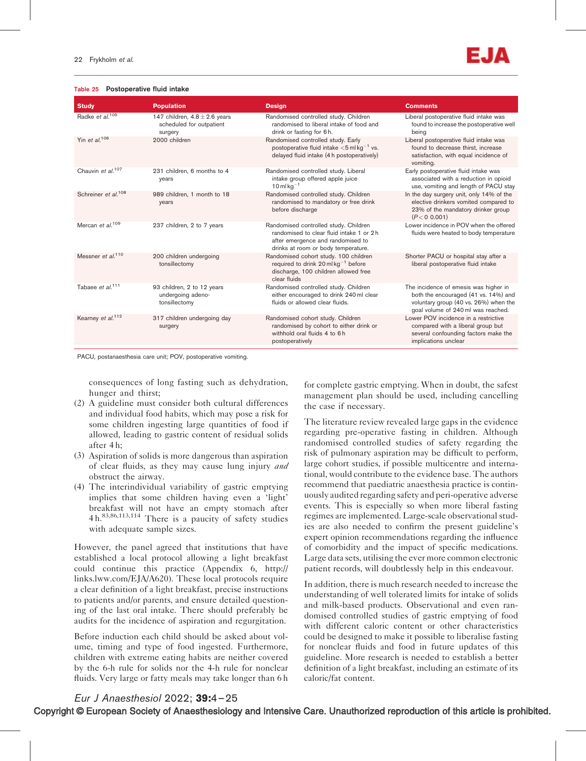**Table 25 Postoperative fluid intake**

| Study | Population | Design | Comments |
|---|---|---|---|
| Radke *et al.*[105] | 147 children, 4.8 ± 2.6 years scheduled for outpatient surgery | Randomised controlled study. Children randomised to liberal intake of food and drink or fasting for 6 h. | Liberal postoperative fluid intake was found to increase the postoperative well being |
| Yin *et al.*[106] | 2000 children | Randomised controlled study. Early postoperative fluid intake $<5\,ml\,kg^{-1}$ vs. delayed fluid intake (4 h postoperatively) | Liberal postoperative fluid intake was found to decrease thirst, increase satisfaction, with equal incidence of vomiting. |
| Chauvin *et al.*[107] | 231 children, 6 months to 4 years | Randomised controlled study. Liberal intake group offered apple juice $10\,ml\,kg^{-1}$ | Early postoperative fluid intake was associated with a reduction in opioid use, vomiting and length of PACU stay |
| Schreiner *et al.*[108] | 989 children, 1 month to 18 years | Randomised controlled study. Children randomised to mandatory or free drink before discharge | In the day surgery unit, only 14% of the elective drinkers vomited compared to 23% of the mandatory drinker group ($P<0\ 0.001$) |
| Mercan *et al.*[109] | 237 children, 2 to 7 years | Randomised controlled study. Children randomised to clear fluid intake 1 or 2 h after emergence and randomised to drinks at room or body temperature. | Lower incidence in POV when the offered fluids were heated to body temperature |
| Messner *et al.*[110] | 200 children undergoing tonsillectomy | Randomised cohort study. 100 children required to drink $20\,ml\,kg^{-1}$ before discharge, 100 children allowed free clear fluids | Shorter PACU or hospital stay after a liberal postoperative fluid intake |
| Tabaee *et al.*[111] | 93 children, 2 to 12 years undergoing adeno-tonsillectomy | Randomised controlled study. Children either encouraged to drink 240 ml clear fluids or allowed clear fluids. | The incidence of emesis was higher in both the encouraged (41 vs. 14%) and voluntary group (40 vs. 26%) when the goal volume of 240 ml was reached. |
| Kearney *et al.*[112] | 317 children undergoing day surgery | Randomised cohort study. Children randomised by cohort to either drink or withhold oral fluids 4 to 6 h postoperatively | Lower POV incidence in a restrictive compared with a liberal group but several confounding factors make the implications unclear |

PACU, postanaesthesia care unit; POV, postoperative vomiting.

consequences of long fasting such as dehydration, hunger and thirst;

(2) A guideline must consider both cultural differences and individual food habits, which may pose a risk for some children ingesting large quantities of food if allowed, leading to gastric content of residual solids after 4 h;
(3) Aspiration of solids is more dangerous than aspiration of clear fluids, as they may cause lung injury *and* obstruct the airway.
(4) The interindividual variability of gastric emptying implies that some children having even a 'light' breakfast will not have an empty stomach after 4 h.[83,86,113,114] There is a paucity of safety studies with adequate sample sizes.

However, the panel agreed that institutions that have established a local protocol allowing a light breakfast could continue this practice (Appendix 6, http://links.lww.com/EJA/A620). These local protocols require a clear definition of a light breakfast, precise instructions to patients and/or parents, and ensure detailed questioning of the last oral intake. There should preferably be audits for the incidence of aspiration and regurgitation.

Before induction each child should be asked about volume, timing and type of food ingested. Furthermore, children with extreme eating habits are neither covered by the 6-h rule for solids nor the 4-h rule for nonclear fluids. Very large or fatty meals may take longer than 6 h for complete gastric emptying. When in doubt, the safest management plan should be used, including cancelling the case if necessary.

The literature review revealed large gaps in the evidence regarding pre-operative fasting in children. Although randomised controlled studies of safety regarding the risk of pulmonary aspiration may be difficult to perform, large cohort studies, if possible multicentre and international, would contribute to the evidence base. The authors recommend that paediatric anaesthesia practice is continuously audited regarding safety and peri-operative adverse events. This is especially so when more liberal fasting regimes are implemented. Large-scale observational studies are also needed to confirm the present guideline's expert opinion recommendations regarding the influence of comorbidity and the impact of specific medications. Large data sets, utilising the ever more common electronic patient records, will doubtlessly help in this endeavour.

In addition, there is much research needed to increase the understanding of well tolerated limits for intake of solids and milk-based products. Observational and even randomised controlled studies of gastric emptying of food with different caloric content or other characteristics could be designed to make it possible to liberalise fasting for nonclear fluids and food in future updates of this guideline. More research is needed to establish a better definition of a light breakfast, including an estimate of its caloric/fat content.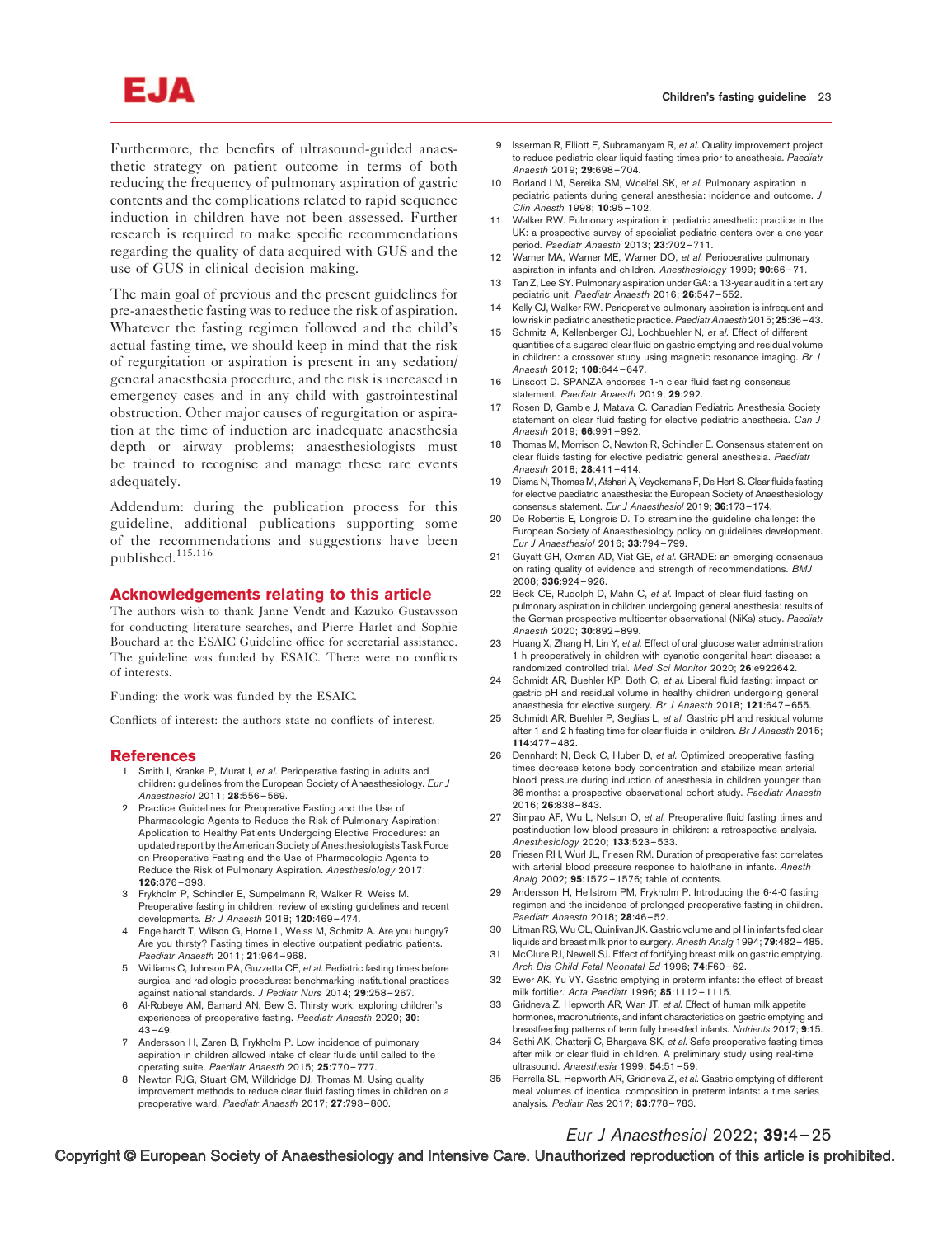Furthermore, the benefits of ultrasound-guided anaesthetic strategy on patient outcome in terms of both reducing the frequency of pulmonary aspiration of gastric contents and the complications related to rapid sequence induction in children have not been assessed. Further research is required to make specific recommendations regarding the quality of data acquired with GUS and the use of GUS in clinical decision making.

The main goal of previous and the present guidelines for pre-anaesthetic fasting was to reduce the risk of aspiration. Whatever the fasting regimen followed and the child's actual fasting time, we should keep in mind that the risk of regurgitation or aspiration is present in any sedation/general anaesthesia procedure, and the risk is increased in emergency cases and in any child with gastrointestinal obstruction. Other major causes of regurgitation or aspiration at the time of induction are inadequate anaesthesia depth or airway problems; anaesthesiologists must be trained to recognise and manage these rare events adequately.

Addendum: during the publication process for this guideline, additional publications supporting some of the recommendations and suggestions have been published.[115,116]

## Acknowledgements relating to this article

The authors wish to thank Janne Vendt and Kazuko Gustavsson for conducting literature searches, and Pierre Harlet and Sophie Bouchard at the ESAIC Guideline office for secretarial assistance. The guideline was funded by ESAIC. There were no conflicts of interests.

Funding: the work was funded by the ESAIC.

Conflicts of interest: the authors state no conflicts of interest.

## References

1. Smith I, Kranke P, Murat I, *et al.* Perioperative fasting in adults and children: guidelines from the European Society of Anaesthesiology. *Eur J Anaesthesiol* 2011; **28**:556–569.
2. Practice Guidelines for Preoperative Fasting and the Use of Pharmacologic Agents to Reduce the Risk of Pulmonary Aspiration: Application to Healthy Patients Undergoing Elective Procedures: an updated report by the American Society of Anesthesiologists Task Force on Preoperative Fasting and the Use of Pharmacologic Agents to Reduce the Risk of Pulmonary Aspiration. *Anesthesiology* 2017; **126**:376–393.
3. Frykholm P, Schindler E, Sumpelmann R, Walker R, Weiss M. Preoperative fasting in children: review of existing guidelines and recent developments. *Br J Anaesth* 2018; **120**:469–474.
4. Engelhardt T, Wilson G, Horne L, Weiss M, Schmitz A. Are you hungry? Are you thirsty? Fasting times in elective outpatient pediatric patients. *Paediatr Anaesth* 2011; **21**:964–968.
5. Williams C, Johnson PA, Guzzetta CE, *et al.* Pediatric fasting times before surgical and radiologic procedures: benchmarking institutional practices against national standards. *J Pediatr Nurs* 2014; **29**:258–267.
6. Al-Robeye AM, Barnard AN, Bew S. Thirsty work: exploring children's experiences of preoperative fasting. *Paediatr Anaesth* 2020; **30**:43–49.
7. Andersson H, Zaren B, Frykholm P. Low incidence of pulmonary aspiration in children allowed intake of clear fluids until called to the operating suite. *Paediatr Anaesth* 2015; **25**:770–777.
8. Newton RJG, Stuart GM, Willdridge DJ, Thomas M. Using quality improvement methods to reduce clear fluid fasting times in children on a preoperative ward. *Paediatr Anaesth* 2017; **27**:793–800.
9. Isserman R, Elliott E, Subramanyam R, *et al.* Quality improvement project to reduce pediatric clear liquid fasting times prior to anesthesia. *Paediatr Anaesth* 2019; **29**:698–704.
10. Borland LM, Sereika SM, Woelfel SK, *et al.* Pulmonary aspiration in pediatric patients during general anesthesia: incidence and outcome. *J Clin Anesth* 1998; **10**:95–102.
11. Walker RW. Pulmonary aspiration in pediatric anesthetic practice in the UK: a prospective survey of specialist pediatric centers over a one-year period. *Paediatr Anaesth* 2013; **23**:702–711.
12. Warner MA, Warner ME, Warner DO, *et al.* Perioperative pulmonary aspiration in infants and children. *Anesthesiology* 1999; **90**:66–71.
13. Tan Z, Lee SY. Pulmonary aspiration under GA: a 13-year audit in a tertiary pediatric unit. *Paediatr Anaesth* 2016; **26**:547–552.
14. Kelly CJ, Walker RW. Perioperative pulmonary aspiration is infrequent and low risk in pediatric anesthetic practice. *Paediatr Anaesth* 2015; **25**:36–43.
15. Schmitz A, Kellenberger CJ, Lochbuehler N, *et al.* Effect of different quantities of a sugared clear fluid on gastric emptying and residual volume in children: a crossover study using magnetic resonance imaging. *Br J Anaesth* 2012; **108**:644–647.
16. Linscott D. SPANZA endorses 1-h clear fluid fasting consensus statement. *Paediatr Anaesth* 2019; **29**:292.
17. Rosen D, Gamble J, Matava C. Canadian Pediatric Anesthesia Society statement on clear fluid fasting for elective pediatric anesthesia. *Can J Anaesth* 2019; **66**:991–992.
18. Thomas M, Morrison C, Newton R, Schindler E. Consensus statement on clear fluids fasting for elective pediatric general anesthesia. *Paediatr Anaesth* 2018; **28**:411–414.
19. Disma N, Thomas M, Afshari A, Veyckemans F, De Hert S. Clear fluids fasting for elective paediatric anaesthesia: the European Society of Anaesthesiology consensus statement. *Eur J Anaesthesiol* 2019; **36**:173–174.
20. De Robertis E, Longrois D. To streamline the guideline challenge: the European Society of Anaesthesiology policy on guidelines development. *Eur J Anaesthesiol* 2016; **33**:794–799.
21. Guyatt GH, Oxman AD, Vist GE, *et al.* GRADE: an emerging consensus on rating quality of evidence and strength of recommendations. *BMJ* 2008; **336**:924–926.
22. Beck CE, Rudolph D, Mahn C, *et al.* Impact of clear fluid fasting on pulmonary aspiration in children undergoing general anesthesia: results of the German prospective multicenter observational (NiKs) study. *Paediatr Anaesth* 2020; **30**:892–899.
23. Huang X, Zhang H, Lin Y, *et al.* Effect of oral glucose water administration 1 h preoperatively in children with cyanotic congenital heart disease: a randomized controlled trial. *Med Sci Monitor* 2020; **26**:e922642.
24. Schmidt AR, Buehler KP, Both C, *et al.* Liberal fluid fasting: impact on gastric pH and residual volume in healthy children undergoing general anaesthesia for elective surgery. *Br J Anaesth* 2018; **121**:647–655.
25. Schmidt AR, Buehler P, Seglias L, *et al.* Gastric pH and residual volume after 1 and 2 h fasting time for clear fluids in children. *Br J Anaesth* 2015; **114**:477–482.
26. Dennhardt N, Beck C, Huber D, *et al.* Optimized preoperative fasting times decrease ketone body concentration and stabilize mean arterial blood pressure during induction of anesthesia in children younger than 36 months: a prospective observational cohort study. *Paediatr Anaesth* 2016; **26**:838–843.
27. Simpao AF, Wu L, Nelson O, *et al.* Preoperative fluid fasting times and postinduction low blood pressure in children: a retrospective analysis. *Anesthesiology* 2020; **133**:523–533.
28. Friesen RH, Wurl JL, Friesen RM. Duration of preoperative fast correlates with arterial blood pressure response to halothane in infants. *Anesth Analg* 2002; **95**:1572–1576; table of contents.
29. Andersson H, Hellstrom PM, Frykholm P. Introducing the 6-4-0 fasting regimen and the incidence of prolonged preoperative fasting in children. *Paediatr Anaesth* 2018; **28**:46–52.
30. Litman RS, Wu CL, Quinlivan JK. Gastric volume and pH in infants fed clear liquids and breast milk prior to surgery. *Anesth Analg* 1994; **79**:482–485.
31. McClure RJ, Newell SJ. Effect of fortifying breast milk on gastric emptying. *Arch Dis Child Fetal Neonatal Ed* 1996; **74**:F60–62.
32. Ewer AK, Yu VY. Gastric emptying in preterm infants: the effect of breast milk fortifier. *Acta Paediatr* 1996; **85**:1112–1115.
33. Gridneva Z, Hepworth AR, Wan JT, *et al.* Effect of human milk appetite hormones, macronutrients, and infant characteristics on gastric emptying and breastfeeding patterns of term fully breastfed infants. *Nutrients* 2017; **9**:15.
34. Sethi AK, Chatterji C, Bhargava SK, *et al.* Safe preoperative fasting times after milk or clear fluid in children. A preliminary study using real-time ultrasound. *Anaesthesia* 1999; **54**:51–59.
35. Perrella SL, Hepworth AR, Gridneva Z, *et al.* Gastric emptying of different meal volumes of identical composition in preterm infants: a time series analysis. *Pediatr Res* 2017; **83**:778–783.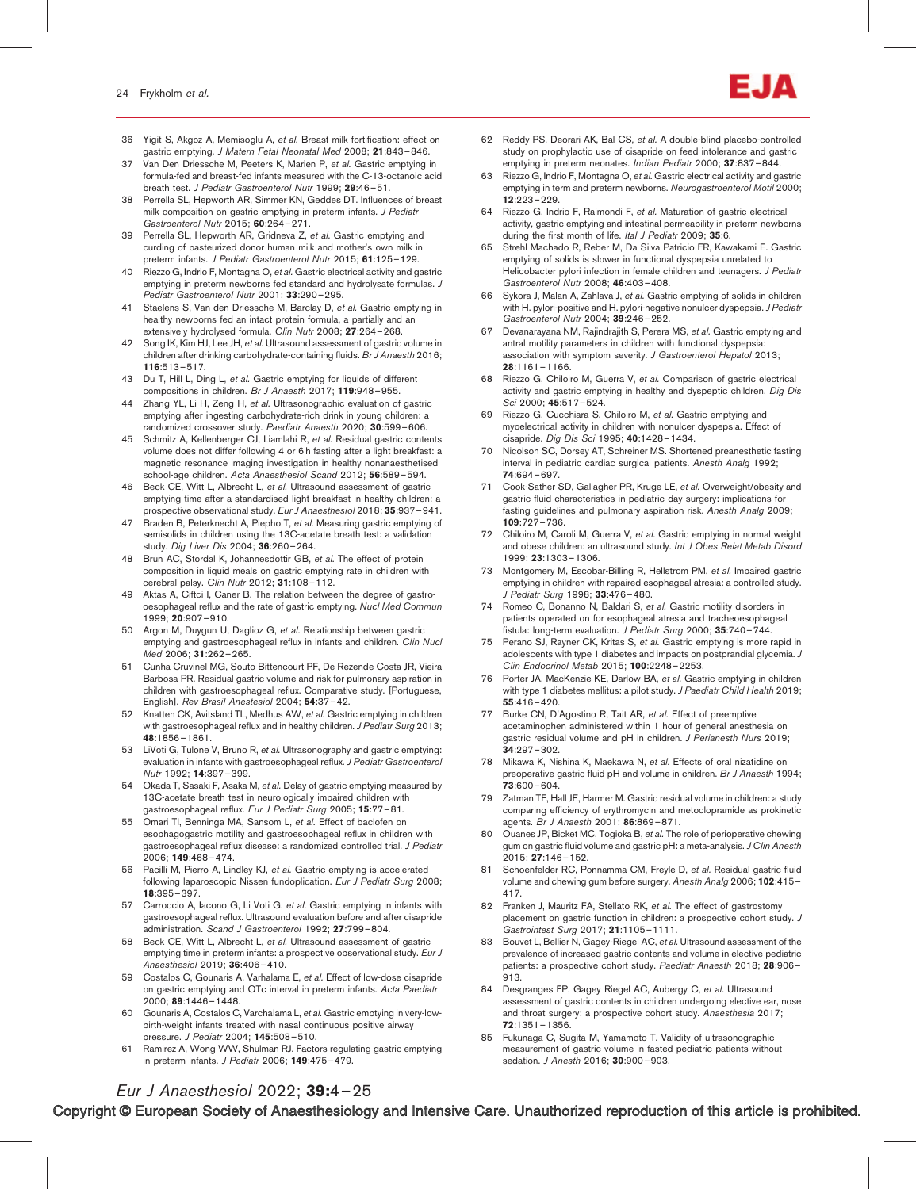36 Yigit S, Akgoz A, Memisoglu A, *et al.* Breast milk fortification: effect on gastric emptying. *J Matern Fetal Neonatal Med* 2008; **21**:843–846.

37 Van Den Driessche M, Peeters K, Marien P, *et al.* Gastric emptying in formula-fed and breast-fed infants measured with the C-13-octanoic acid breath test. *J Pediatr Gastroenterol Nutr* 1999; **29**:46–51.

38 Perrella SL, Hepworth AR, Simmer KN, Geddes DT. Influences of breast milk composition on gastric emptying in preterm infants. *J Pediatr Gastroenterol Nutr* 2015; **60**:264–271.

39 Perrella SL, Hepworth AR, Gridneva Z, *et al.* Gastric emptying and curding of pasteurized donor human milk and mother's own milk in preterm infants. *J Pediatr Gastroenterol Nutr* 2015; **61**:125–129.

40 Riezzo G, Indrio F, Montagna O, *et al.* Gastric electrical activity and gastric emptying in preterm newborns fed standard and hydrolysate formulas. *J Pediatr Gastroenterol Nutr* 2001; **33**:290–295.

41 Staelens S, Van den Driessche M, Barclay D, *et al.* Gastric emptying in healthy newborns fed an intact protein formula, a partially and an extensively hydrolysed formula. *Clin Nutr* 2008; **27**:264–268.

42 Song IK, Kim HJ, Lee JH, *et al.* Ultrasound assessment of gastric volume in children after drinking carbohydrate-containing fluids. *Br J Anaesth* 2016; **116**:513–517.

43 Du T, Hill L, Ding L, *et al.* Gastric emptying for liquids of different compositions in children. *Br J Anaesth* 2017; **119**:948–955.

44 Zhang YL, Li H, Zeng H, *et al.* Ultrasonographic evaluation of gastric emptying after ingesting carbohydrate-rich drink in young children: a randomized crossover study. *Paediatr Anaesth* 2020; **30**:599–606.

45 Schmitz A, Kellenberger CJ, Liamlahi R, *et al.* Residual gastric contents volume does not differ following 4 or 6 h fasting after a light breakfast: a magnetic resonance imaging investigation in healthy nonanaesthetised school-age children. *Acta Anaesthesiol Scand* 2012; **56**:589–594.

46 Beck CE, Witt L, Albrecht L, *et al.* Ultrasound assessment of gastric emptying time after a standardised light breakfast in healthy children: a prospective observational study. *Eur J Anaesthesiol* 2018; **35**:937–941.

47 Braden B, Peterknecht A, Piepho T, *et al.* Measuring gastric emptying of semisolids in children using the 13C-acetate breath test: a validation study. *Dig Liver Dis* 2004; **36**:260–264.

48 Brun AC, Stordal K, Johannesdottir GB, *et al.* The effect of protein composition in liquid meals on gastric emptying rate in children with cerebral palsy. *Clin Nutr* 2012; **31**:108–112.

49 Aktas A, Ciftci I, Caner B. The relation between the degree of gastro-oesophageal reflux and the rate of gastric emptying. *Nucl Med Commun* 1999; **20**:907–910.

50 Argon M, Duygun U, Daglioz G, *et al.* Relationship between gastric emptying and gastroesophageal reflux in infants and children. *Clin Nucl Med* 2006; **31**:262–265.

51 Cunha Cruvinel MG, Souto Bittencourt PF, De Rezende Costa JR, Vieira Barbosa PR. Residual gastric volume and risk for pulmonary aspiration in children with gastroesophageal reflux. Comparative study. [Portuguese, English]. *Rev Brasil Anestesiol* 2004; **54**:37–42.

52 Knatten CK, Avitsland TL, Medhus AW, *et al.* Gastric emptying in children with gastroesophageal reflux and in healthy children. *J Pediatr Surg* 2013; **48**:1856–1861.

53 LiVoti G, Tulone V, Bruno R, *et al.* Ultrasonography and gastric emptying: evaluation in infants with gastroesophageal reflux. *J Pediatr Gastroenterol Nutr* 1992; **14**:397–399.

54 Okada T, Sasaki F, Asaka M, *et al.* Delay of gastric emptying measured by 13C-acetate breath test in neurologically impaired children with gastroesophageal reflux. *Eur J Pediatr Surg* 2005; **15**:77–81.

55 Omari TI, Benninga MA, Sansom L, *et al.* Effect of baclofen on esophagogastric motility and gastroesophageal reflux in children with gastroesophageal reflux disease: a randomized controlled trial. *J Pediatr* 2006; **149**:468–474.

56 Pacilli M, Pierro A, Lindley KJ, *et al.* Gastric emptying is accelerated following laparoscopic Nissen fundoplication. *Eur J Pediatr Surg* 2008; **18**:395–397.

57 Carroccio A, Iacono G, Li Voti G, *et al.* Gastric emptying in infants with gastroesophageal reflux. Ultrasound evaluation before and after cisapride administration. *Scand J Gastroenterol* 1992; **27**:799–804.

58 Beck CE, Witt L, Albrecht L, *et al.* Ultrasound assessment of gastric emptying time in preterm infants: a prospective observational study. *Eur J Anaesthesiol* 2019; **36**:406–410.

59 Costalos C, Gounaris A, Varhalama E, *et al.* Effect of low-dose cisapride on gastric emptying and QTc interval in preterm infants. *Acta Paediatr* 2000; **89**:1446–1448.

60 Gounaris A, Costalos C, Varchalama L, *et al.* Gastric emptying in very-low-birth-weight infants treated with nasal continuous positive airway pressure. *J Pediatr* 2004; **145**:508–510.

61 Ramirez A, Wong WW, Shulman RJ. Factors regulating gastric emptying in preterm infants. *J Pediatr* 2006; **149**:475–479.

62 Reddy PS, Deorari AK, Bal CS, *et al.* A double-blind placebo-controlled study on prophylactic use of cisapride on feed intolerance and gastric emptying in preterm neonates. *Indian Pediatr* 2000; **37**:837–844.

63 Riezzo G, Indrio F, Montagna O, *et al.* Gastric electrical activity and gastric emptying in term and preterm newborns. *Neurogastroenterol Motil* 2000; **12**:223–229.

64 Riezzo G, Indrio F, Raimondi F, *et al.* Maturation of gastric electrical activity, gastric emptying and intestinal permeability in preterm newborns during the first month of life. *Ital J Pediatr* 2009; **35**:6.

65 Strehl Machado R, Reber M, Da Silva Patricio FR, Kawakami E. Gastric emptying of solids is slower in functional dyspepsia unrelated to Helicobacter pylori infection in female children and teenagers. *J Pediatr Gastroenterol Nutr* 2008; **46**:403–408.

66 Sykora J, Malan A, Zahlava J, *et al.* Gastric emptying of solids in children with H. pylori-positive and H. pylori-negative nonulcer dyspepsia. *J Pediatr Gastroenterol Nutr* 2004; **39**:246–252.

67 Devanarayana NM, Rajindrajith S, Perera MS, *et al.* Gastric emptying and antral motility parameters in children with functional dyspepsia: association with symptom severity. *J Gastroenterol Hepatol* 2013; **28**:1161–1166.

68 Riezzo G, Chiloiro M, Guerra V, *et al.* Comparison of gastric electrical activity and gastric emptying in healthy and dyspeptic children. *Dig Dis Sci* 2000; **45**:517–524.

69 Riezzo G, Cucchiara S, Chiloiro M, *et al.* Gastric emptying and myoelectrical activity in children with nonulcer dyspepsia. Effect of cisapride. *Dig Dis Sci* 1995; **40**:1428–1434.

70 Nicolson SC, Dorsey AT, Schreiner MS. Shortened preanesthetic fasting interval in pediatric cardiac surgical patients. *Anesth Analg* 1992; **74**:694–697.

71 Cook-Sather SD, Gallagher PR, Kruge LE, *et al.* Overweight/obesity and gastric fluid characteristics in pediatric day surgery: implications for fasting guidelines and pulmonary aspiration risk. *Anesth Analg* 2009; **109**:727–736.

72 Chiloiro M, Caroli M, Guerra V, *et al.* Gastric emptying in normal weight and obese children: an ultrasound study. *Int J Obes Relat Metab Disord* 1999; **23**:1303–1306.

73 Montgomery M, Escobar-Billing R, Hellstrom PM, *et al.* Impaired gastric emptying in children with repaired esophageal atresia: a controlled study. *J Pediatr Surg* 1998; **33**:476–480.

74 Romeo C, Bonanno N, Baldari S, *et al.* Gastric motility disorders in patients operated on for esophageal atresia and tracheoesophageal fistula: long-term evaluation. *J Pediatr Surg* 2000; **35**:740–744.

75 Perano SJ, Rayner CK, Kritas S, *et al.* Gastric emptying is more rapid in adolescents with type 1 diabetes and impacts on postprandial glycemia. *J Clin Endocrinol Metab* 2015; **100**:2248–2253.

76 Porter JA, MacKenzie KE, Darlow BA, *et al.* Gastric emptying in children with type 1 diabetes mellitus: a pilot study. *J Paediatr Child Health* 2019; **55**:416–420.

77 Burke CN, D'Agostino R, Tait AR, *et al.* Effect of preemptive acetaminophen administered within 1 hour of general anesthesia on gastric residual volume and pH in children. *J Perianesth Nurs* 2019; **34**:297–302.

78 Mikawa K, Nishina K, Maekawa N, *et al.* Effects of oral nizatidine on preoperative gastric fluid pH and volume in children. *Br J Anaesth* 1994; **73**:600–604.

79 Zatman TF, Hall JE, Harmer M. Gastric residual volume in children: a study comparing efficiency of erythromycin and metoclopramide as prokinetic agents. *Br J Anaesth* 2001; **86**:869–871.

80 Ouanes JP, Bicket MC, Togioka B, *et al.* The role of perioperative chewing gum on gastric fluid volume and gastric pH: a meta-analysis. *J Clin Anesth* 2015; **27**:146–152.

81 Schoenfelder RC, Ponnamma CM, Freyle D, *et al.* Residual gastric fluid volume and chewing gum before surgery. *Anesth Analg* 2006; **102**:415–417.

82 Franken J, Mauritz FA, Stellato RK, *et al.* The effect of gastrostomy placement on gastric function in children: a prospective cohort study. *J Gastrointest Surg* 2017; **21**:1105–1111.

83 Bouvet L, Bellier N, Gagey-Riegel AC, *et al.* Ultrasound assessment of the prevalence of increased gastric contents and volume in elective pediatric patients: a prospective cohort study. *Paediatr Anaesth* 2018; **28**:906–913.

84 Desgranges FP, Gagey Riegel AC, Aubergy C, *et al.* Ultrasound assessment of gastric contents in children undergoing elective ear, nose and throat surgery: a prospective cohort study. *Anaesthesia* 2017; **72**:1351–1356.

85 Fukunaga C, Sugita M, Yamamoto T. Validity of ultrasonographic measurement of gastric volume in fasted pediatric patients without sedation. *J Anesth* 2016; **30**:900–903.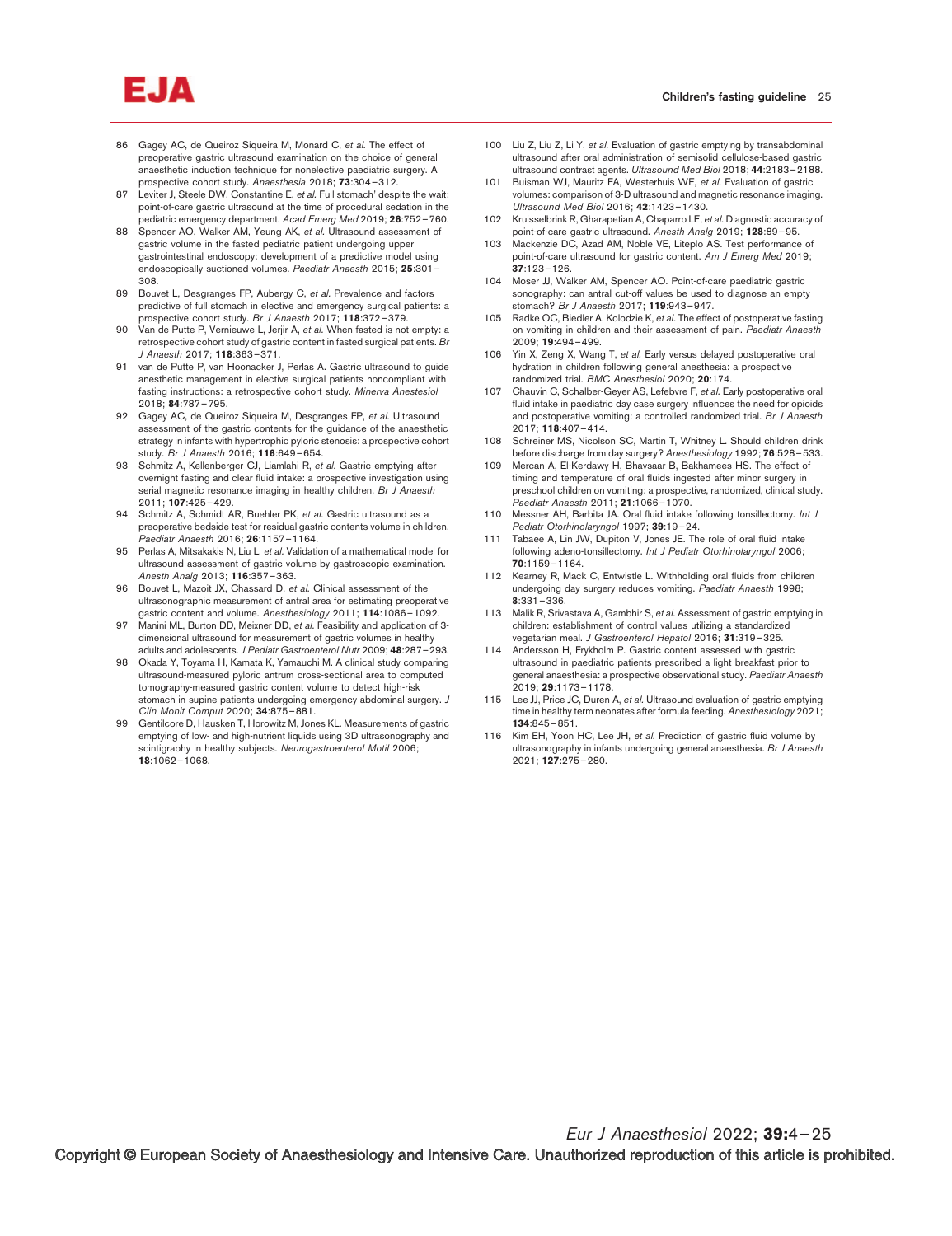86 Gagey AC, de Queiroz Siqueira M, Monard C, *et al.* The effect of preoperative gastric ultrasound examination on the choice of general anaesthetic induction technique for nonelective paediatric surgery. A prospective cohort study. *Anaesthesia* 2018; **73**:304–312.

87 Leviter J, Steele DW, Constantine E, *et al.* Full stomach' despite the wait: point-of-care gastric ultrasound at the time of procedural sedation in the pediatric emergency department. *Acad Emerg Med* 2019; **26**:752–760.

88 Spencer AO, Walker AM, Yeung AK, *et al.* Ultrasound assessment of gastric volume in the fasted pediatric patient undergoing upper gastrointestinal endoscopy: development of a predictive model using endoscopically suctioned volumes. *Paediatr Anaesth* 2015; **25**:301–308.

89 Bouvet L, Desgranges FP, Aubergy C, *et al.* Prevalence and factors predictive of full stomach in elective and emergency surgical patients: a prospective cohort study. *Br J Anaesth* 2017; **118**:372–379.

90 Van de Putte P, Vernieuwe L, Jerjir A, *et al.* When fasted is not empty: a retrospective cohort study of gastric content in fasted surgical patients. *Br J Anaesth* 2017; **118**:363–371.

91 van de Putte P, van Hoonacker J, Perlas A. Gastric ultrasound to guide anesthetic management in elective surgical patients noncompliant with fasting instructions: a retrospective cohort study. *Minerva Anestesiol* 2018; **84**:787–795.

92 Gagey AC, de Queiroz Siqueira M, Desgranges FP, *et al.* Ultrasound assessment of the gastric contents for the guidance of the anaesthetic strategy in infants with hypertrophic pyloric stenosis: a prospective cohort study. *Br J Anaesth* 2016; **116**:649–654.

93 Schmitz A, Kellenberger CJ, Liamlahi R, *et al.* Gastric emptying after overnight fasting and clear fluid intake: a prospective investigation using serial magnetic resonance imaging in healthy children. *Br J Anaesth* 2011; **107**:425–429.

94 Schmitz A, Schmidt AR, Buehler PK, *et al.* Gastric ultrasound as a preoperative bedside test for residual gastric contents volume in children. *Paediatr Anaesth* 2016; **26**:1157–1164.

95 Perlas A, Mitsakakis N, Liu L, *et al.* Validation of a mathematical model for ultrasound assessment of gastric volume by gastroscopic examination. *Anesth Analg* 2013; **116**:357–363.

96 Bouvet L, Mazoit JX, Chassard D, *et al.* Clinical assessment of the ultrasonographic measurement of antral area for estimating preoperative gastric content and volume. *Anesthesiology* 2011; **114**:1086–1092.

97 Manini ML, Burton DD, Meixner DD, *et al.* Feasibility and application of 3-dimensional ultrasound for measurement of gastric volumes in healthy adults and adolescents. *J Pediatr Gastroenterol Nutr* 2009; **48**:287–293.

98 Okada Y, Toyama H, Kamata K, Yamauchi M. A clinical study comparing ultrasound-measured pyloric antrum cross-sectional area to computed tomography-measured gastric content volume to detect high-risk stomach in supine patients undergoing emergency abdominal surgery. *J Clin Monit Comput* 2020; **34**:875–881.

99 Gentilcore D, Hausken T, Horowitz M, Jones KL. Measurements of gastric emptying of low- and high-nutrient liquids using 3D ultrasonography and scintigraphy in healthy subjects. *Neurogastroenterol Motil* 2006; **18**:1062–1068.

100 Liu Z, Liu Z, Li Y, *et al.* Evaluation of gastric emptying by transabdominal ultrasound after oral administration of semisolid cellulose-based gastric ultrasound contrast agents. *Ultrasound Med Biol* 2018; **44**:2183–2188.

101 Buisman WJ, Mauritz FA, Westerhuis WE, *et al.* Evaluation of gastric volumes: comparison of 3-D ultrasound and magnetic resonance imaging. *Ultrasound Med Biol* 2016; **42**:1423–1430.

102 Kruisselbrink R, Gharapetian A, Chaparro LE, *et al.* Diagnostic accuracy of point-of-care gastric ultrasound. *Anesth Analg* 2019; **128**:89–95.

103 Mackenzie DC, Azad AM, Noble VE, Liteplo AS. Test performance of point-of-care ultrasound for gastric content. *Am J Emerg Med* 2019; **37**:123–126.

104 Moser JJ, Walker AM, Spencer AO. Point-of-care paediatric gastric sonography: can antral cut-off values be used to diagnose an empty stomach? *Br J Anaesth* 2017; **119**:943–947.

105 Radke OC, Biedler A, Kolodzie K, *et al.* The effect of postoperative fasting on vomiting in children and their assessment of pain. *Paediatr Anaesth* 2009; **19**:494–499.

106 Yin X, Zeng X, Wang T, *et al.* Early versus delayed postoperative oral hydration in children following general anesthesia: a prospective randomized trial. *BMC Anesthesiol* 2020; **20**:174.

107 Chauvin C, Schalber-Geyer AS, Lefebvre F, *et al.* Early postoperative oral fluid intake in paediatric day case surgery influences the need for opioids and postoperative vomiting: a controlled randomized trial. *Br J Anaesth* 2017; **118**:407–414.

108 Schreiner MS, Nicolson SC, Martin T, Whitney L. Should children drink before discharge from day surgery? *Anesthesiology* 1992; **76**:528–533.

109 Mercan A, El-Kerdawy H, Bhavsaar B, Bakhamees HS. The effect of timing and temperature of oral fluids ingested after minor surgery in preschool children on vomiting: a prospective, randomized, clinical study. *Paediatr Anaesth* 2011; **21**:1066–1070.

110 Messner AH, Barbita JA. Oral fluid intake following tonsillectomy. *Int J Pediatr Otorhinolaryngol* 1997; **39**:19–24.

111 Tabaee A, Lin JW, Dupiton V, Jones JE. The role of oral fluid intake following adeno-tonsillectomy. *Int J Pediatr Otorhinolaryngol* 2006; **70**:1159–1164.

112 Kearney R, Mack C, Entwistle L. Withholding oral fluids from children undergoing day surgery reduces vomiting. *Paediatr Anaesth* 1998; **8**:331–336.

113 Malik R, Srivastava A, Gambhir S, *et al.* Assessment of gastric emptying in children: establishment of control values utilizing a standardized vegetarian meal. *J Gastroenterol Hepatol* 2016; **31**:319–325.

114 Andersson H, Frykholm P. Gastric content assessed with gastric ultrasound in paediatric patients prescribed a light breakfast prior to general anaesthesia: a prospective observational study. *Paediatr Anaesth* 2019; **29**:1173–1178.

115 Lee JJ, Price JC, Duren A, *et al.* Ultrasound evaluation of gastric emptying time in healthy term neonates after formula feeding. *Anesthesiology* 2021; **134**:845–851.

116 Kim EH, Yoon HC, Lee JH, *et al.* Prediction of gastric fluid volume by ultrasonography in infants undergoing general anaesthesia. *Br J Anaesth* 2021; **127**:275–280.